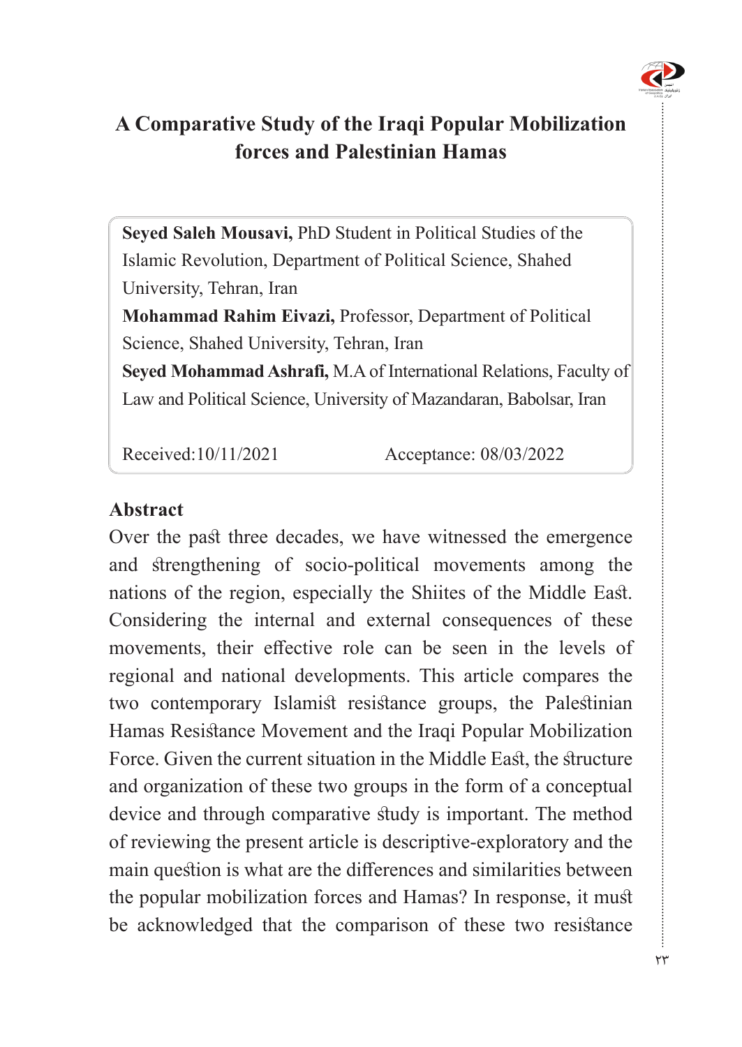# A Comparative Study of the Iraqi Popular Mobilization forces and Palestinian Hamas

**Seyed Saleh Mousavi,** PhD Student in Political Studies of the Islamic Revolution, Department of Political Science, Shahed University, Tehran, Iran

**Mohammad Rahim Eivazi,** Professor, Department of Political Science, Shahed University, Tehran, Iran

**Seyed Mohammad Ashrafi,** M.A of International Relations, Faculty of Law and Political Science, University of Mazandaran, Babolsar, Iran

Received:10/11/2021 Acceptance: 08/03/2022

## Abstract

Over the past three decades, we have witnessed the emergence and strengthening of socio-political movements among the nations of the region, especially the Shiites of the Middle East. Considering the internal and external consequences of these movements, their effective role can be seen in the levels of regional and national developments. This article compares the two contemporary Islamist resistance groups, the Palestinian Hamas Resistance Movement and the Iraqi Popular Mobilization Force. Given the current situation in the Middle East, the structure and organization of these two groups in the form of a conceptual device and through comparative study is important. The method of reviewing the present article is descriptive-exploratory and the main question is what are the differences and similarities between the popular mobilization forces and Hamas? In response, it must be acknowledged that the comparison of these two resistance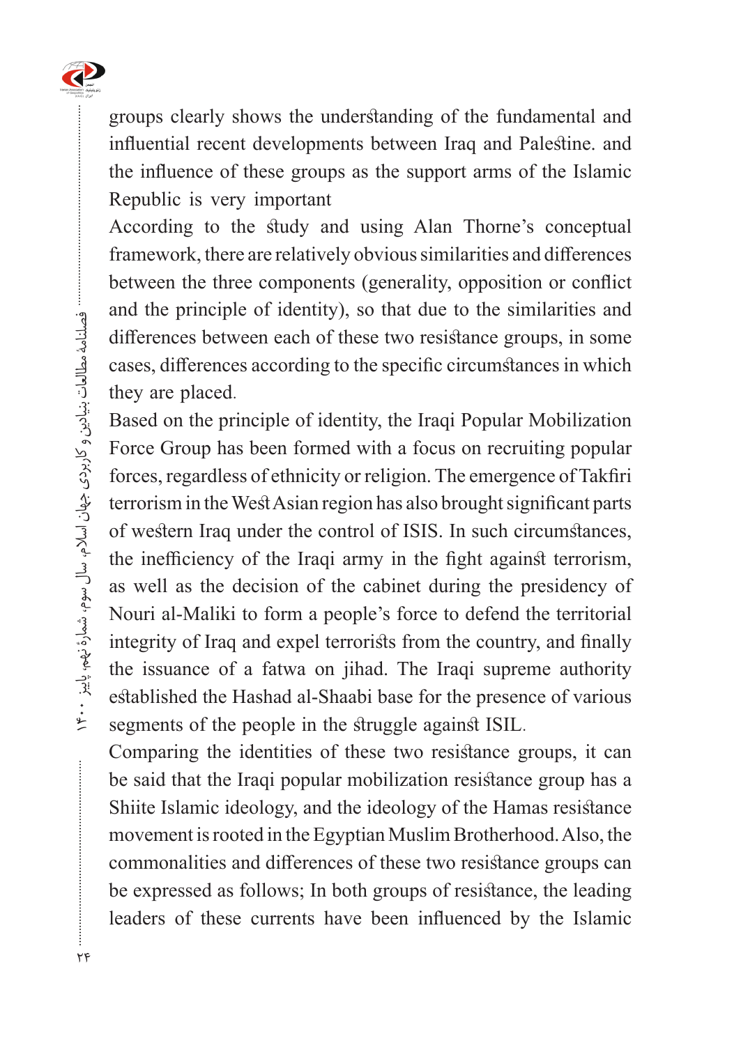groups clearly shows the understanding of the fundamental and influential recent developments between Iraq and Palestine. and the influence of these groups as the support arms of the Islamic Republic is very important

According to the study and using Alan Thorne's conceptual framework, there are relatively obvious similarities and differences between the three components (generality, opposition or conflict and the principle of identity), so that due to the similarities and differences between each of these two resistance groups, in some cases, differences according to the specific circumstances in which they are placed.

Based on the principle of identity, the Iraqi Popular Mobilization Force Group has been formed with a focus on recruiting popular forces, regardless of ethnicity or religion. The emergence of Takfiri terrorism in the West Asian region has also brought significant parts of western Iraq under the control of ISIS. In such circumstances, the inefficiency of the Iraqi army in the fight against terrorism, as well as the decision of the cabinet during the presidency of Nouri al-Maliki to form a people's force to defend the territorial integrity of Iraq and expel terrorists from the country, and finally the issuance of a fatwa on jihad. The Iraqi supreme authority established the Hashad al-Shaabi base for the presence of various segments of the people in the struggle against ISIL.

Comparing the identities of these two resistance groups, it can be said that the Iraqi popular mobilization resistance group has a Shiite Islamic ideology, and the ideology of the Hamas resistance movement is rooted in the Egyptian Muslim Brotherhood. Also, the commonalities and differences of these two resistance groups can be expressed as follows; In both groups of resistance, the leading leaders of these currents have been influenced by the Islamic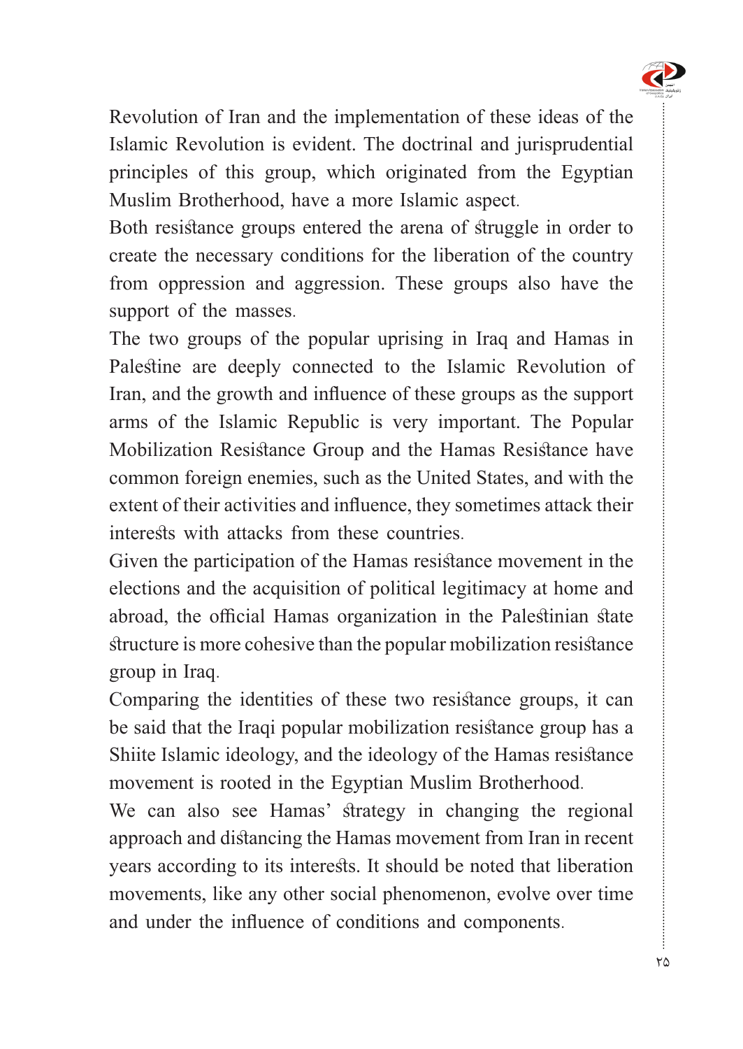Revolution of Iran and the implementation of these ideas of the Islamic Revolution is evident. The doctrinal and jurisprudential principles of this group, which originated from the Egyptian Muslim Brotherhood, have a more Islamic aspect.

Both resistance groups entered the arena of struggle in order to create the necessary conditions for the liberation of the country from oppression and aggression. These groups also have the support of the masses.

The two groups of the popular uprising in Iraq and Hamas in Palestine are deeply connected to the Islamic Revolution of Iran, and the growth and influence of these groups as the support arms of the Islamic Republic is very important. The Popular Mobilization Resistance Group and the Hamas Resistance have common foreign enemies, such as the United States, and with the extent of their activities and influence, they sometimes attack their interests with attacks from these countries.

Given the participation of the Hamas resistance movement in the elections and the acquisition of political legitimacy at home and abroad, the official Hamas organization in the Palestinian state structure is more cohesive than the popular mobilization resistance group in Iraq.

Comparing the identities of these two resistance groups, it can be said that the Iraqi popular mobilization resistance group has a Shiite Islamic ideology, and the ideology of the Hamas resistance movement is rooted in the Egyptian Muslim Brotherhood.

We can also see Hamas' strategy in changing the regional approach and distancing the Hamas movement from Iran in recent years according to its interests. It should be noted that liberation movements, like any other social phenomenon, evolve over time and under the influence of conditions and components.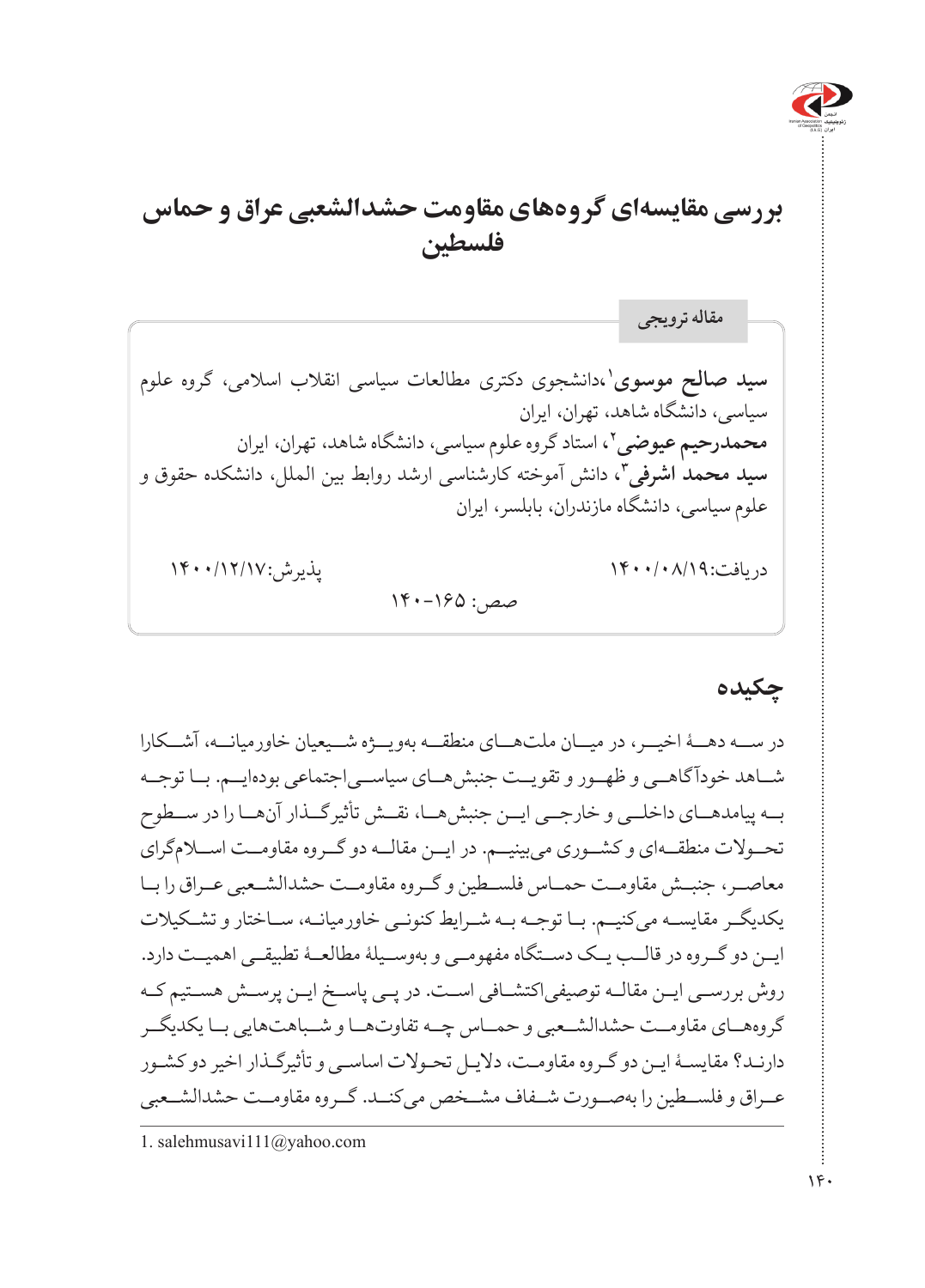# بررسی مقایسه‌ای گروه‌های مقاومت حشدالشعبی عراق و حماس فلسطین

**مقاله ترویجی**

**سید صالح موسوی**[1]،دانشجوی دکتری مطالعات سیاسی انقلاب اسلامی، گروه علوم سیاسی، دانشگاه شاهد، تهران، ایران

**محمدرحیم عیوضی**[2]، استاد گروه علوم سیاسی، دانشگاه شاهد، تهران، ایران

**سید محمد اشرفی**[3]، دانش آموخته کارشناسی ارشد روابط بین الملل، دانشکده حقوق و علوم سیاسی، دانشگاه مازندران، بابلسر، ایران

دریافت:۱۴۰۰/۰۸/۱۹ پذیرش:۱۴۰۰/۱۲/۱۷

صص: ۱۶۵-۱۴۰

## چکیده

در سه دهۀ اخیر، در میان ملت‌های منطقه به‌ویژه شیعیان خاورمیانه، آشکارا شاهد خودآگاهی و ظهور و تقویت جنبش‌های سیاسی‌اجتماعی بوده‌ایم. با توجه به پیامدهای داخلی و خارجی این جنبش‌ها، نقش تأثیرگذار آن‌ها را در سطوح تحولات منطقه‌ای و کشوری می‌بینیم. در این مقاله دو گروه مقاومت اسلام‌گرای معاصر، جنبش مقاومت حماس فلسطین و گروه مقاومت حشدالشعبی عراق را با یکدیگر مقایسه می‌کنیم. با توجه به شرایط کنونی خاورمیانه، ساختار و تشکیلات این دو گروه در قالب یک دستگاه مفهومی و به‌وسیلۀ مطالعۀ تطبیقی اهمیت دارد. روش بررسی این مقاله توصیفی‌اکتشافی است. در پی پاسخ این پرسش هستیم که گروه‌های مقاومت حشدالشعبی و حماس چه تفاوت‌ها و شباهت‌هایی با یکدیگر دارند؟ مقایسۀ این دو گروه مقاومت، دلایل تحولات اساسی و تأثیرگذار اخیر دو کشور عراق و فلسطین را به‌صورت شفاف مشخص می‌کند. گروه مقاومت حشدالشعبی

1. salehmusavi111@yahoo.com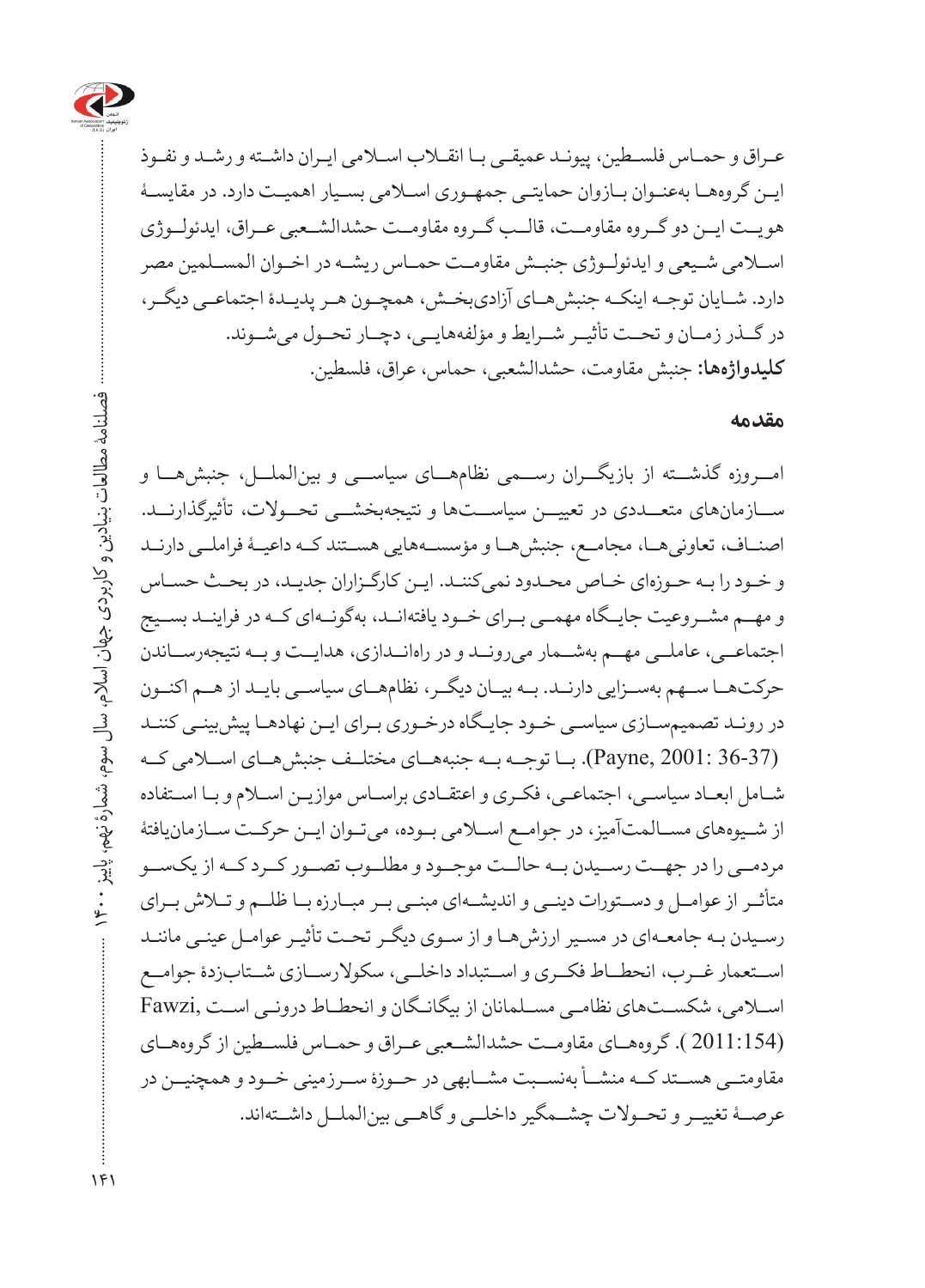عـراق و حمـاس فلسـطین، پیونـد عمیقـی بـا انقـلاب اسـلامی ایـران داشـته و رشـد و نفـوذ ایـن گروه‌هـا به‌عنـوان بـازوان حمایتـی جمهـوری اسـلامی بسـیار اهمیـت دارد. در مقایسـهٔ هویـت ایـن دو گـروه مقاومـت، قالـب گـروه مقاومـت حشدالشـعبی عـراق، ایدئولـوژی اسـلامی شـیعی و ایدئولـوژی جنبـش مقاومـت حمـاس ریشـه در اخـوان المسـلمین مصر دارد. شـایان توجـه اینکـه جنبش‌هـای آزادی‌بخـش، همچـون هـر پدیـدهٔ اجتماعـی دیگـر، در گـذر زمـان و تحـت تأثیـر شـرایط و مؤلفه‌هایـی، دچـار تحـول می‌شـوند.

**کلیدواژه‌ها:** جنبش مقاومت، حشدالشعبی، حماس، عراق، فلسطین.

## مقدمه

امـروزه گذشـته از بازیگـران رسـمی نظام‌هـای سیاسـی و بین‌الملـل، جنبش‌هـا و سـازمان‌های متعـددی در تعییـن سیاسـت‌ها و نتیجه‌بخشـی تحـولات، تأثیرگذارنـد. اصنـاف، تعاونی‌هـا، مجامـع، جنبش‌هـا و مؤسسـه‌هایی هسـتند کـه داعیـهٔ فراملـی دارنـد و خـود را بـه حـوزه‌ای خـاص محـدود نمی‌کننـد. ایـن کارگـزاران جدیـد، در بحـث حسـاس و مهـم مشـروعیت جایـگاه مهمـی بـرای خـود یافته‌انـد، به‌گونـه‌ای کـه در فراینـد بسـیج اجتماعـی، عاملـی مهـم به‌شـمار می‌رونـد و در راه‌انـدازی، هدایـت و بـه نتیجه‌رسـاندن حرکت‌هـا سـهم به‌سـزایی دارنـد. بـه بیـان دیگـر، نظام‌هـای سیاسـی بایـد از هـم اکنـون در رونـد تصمیم‌سـازی سیاسـی خـود جایـگاه درخـوری بـرای ایـن نهادهـا پیش‌بینـی کننـد (Payne, 2001: 36-37). بـا توجـه بـه جنبه‌هـای مختلـف جنبش‌هـای اسـلامی کـه شـامل ابعـاد سیاسـی، اجتماعـی، فکـری و اعتقـادی براسـاس موازیـن اسـلام و بـا اسـتفاده از شـیوه‌های مسـالمت‌آمیز، در جوامـع اسـلامی بـوده، می‌تـوان ایـن حرکـت سـازمان‌یافتهٔ مردمـی را در جهـت رسـیدن بـه حالـت موجـود و مطلـوب تصـور کـرد کـه از یکسـو متأثـر از عوامـل و دسـتورات دینـی و اندیشـه‌ای مبنـی بـر مبـارزه بـا ظلـم و تـلاش بـرای رسـیدن بـه جامعـه‌ای در مسـیر ارزش‌هـا و از سـوی دیگـر تحـت تأثیـر عوامـل عینـی ماننـد اسـتعمار غـرب، انحطـاط فکـری و اسـتبداد داخلـی، سکولارسـازی شـتاب‌زدهٔ جوامـع اسـلامی، شکسـت‌های نظامـی مسـلمانان از بیگانـگان و انحطـاط درونـی اسـت Fawzi, 2011:154). گروه‌هـای مقاومـت حشدالشـعبی عـراق و حمـاس فلسـطین از گروه‌هـای مقاومتـی هسـتد کـه منشـأ به‌نسـبت مشـابهی در حـوزهٔ سـرزمینی خـود و همچنیـن در عرصـهٔ تغییـر و تحـولات چشـمگیر داخلـی و گاهـی بین‌الملـل داشـته‌اند.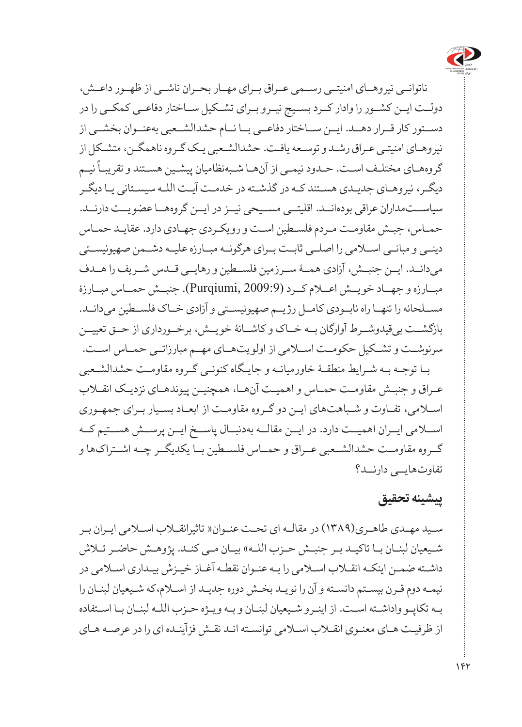ناتوانـی نیروهـای امنیتـی رسـمی عـراق بـرای مهـار بحـران ناشـی از ظهـور داعـش، دولـت ایـن کشـور را وادار کـرد بسـیج نیـرو بـرای تشـکیل سـاختار دفاعـی کمکـی را در دسـتور کار قـرار دهـد. ایـن سـاختار دفاعـی بـا نـام حشدالشـعبی به‌عنـوان بخشـی از نیروهـای امنیتـی عـراق رشـد و توسـعه یافـت. حشدالشـعبی یـک گـروه ناهمگـن، متشـکل از گروه‌هـای مختلـف اسـت. حـدود نیمـی از آن‌هـا شـبه‌نظامیان پیشـین هسـتند و تقریبـاً نیـم دیگـر، نیروهـای جدیـدی هسـتند کـه در گذشـته در خدمـت آیـت اللـه سیسـتانی یـا دیگـر سیاسـتمداران عراقی بوده‌انـد. اقلیتـی مسـیحی نیـز در ایـن گروه‌هـا عضویـت دارنـد. حمـاس، جبـش مقاومـت مـردم فلسـطین اسـت و رویکـردی جهـادی دارد. عقایـد حمـاس دینـی و مبانـی اسـلامی را اصلـی ثابـت بـرای هرگونـه مبـارزه علیـه دشـمن صهیونیسـتی می‌دانـد. ایـن جنبـش، آزادی همـهٔ سـرزمین فلسـطین و رهایـی قـدس شـریف را هـدف مبـارزه و جهـاد خویـش اعـلام کـرد (Purqiumi, 2009:9). جنبـش حمـاس مبـارزهٔ مسـلحانه را تنهـا راه نابـودی کامـل رژیـم صهیونیسـتی و آزادی خـاک فلسـطین می‌دانـد. بازگشـت بی‌قیدوشـرط آوارگان بـه خـاک و کاشـانهٔ خویـش، برخـورداری از حـق تعییـن سرنوشـت و تشـکیل حکومـت اسـلامی از اولویت‌هـای مهـم مبارزاتـی حمـاس اسـت.

بـا توجـه بـه شـرایط منطقـهٔ خاورمیانـه و جایـگاه کنونـی گـروه مقاومـت حشدالشـعبی عـراق و جنبـش مقاومـت حمـاس و اهمیـت آن‌هـا، همچنیـن پیوندهـای نزدیـک انقـلاب اسـلامی، تفـاوت و شـباهت‌های ایـن دو گـروه مقاومـت از ابعـاد بسـیار بـرای جمهـوری اسـلامی ایـران اهمیـت دارد. در ایـن مقالـه به‌دنبـال پاسـخ ایـن پرسـش هسـتیم کـه گـروه مقاومـت حشدالشـعبی عـراق و حمـاس فلسـطین بـا یکدیگـر چـه اشـتراک‌ها و تفاوت‌هایـی دارنـد؟

## پیشینه تحقیق

سـید مهـدی طاهـری(۱۳۸۹) در مقالـه ای تحـت عنـوان« تاثیرانقـلاب اسـلامی ایـران بـر شـیعیان لبنـان بـا تاکیـد بـر جنبـش حـزب اللـه» بیـان مـی کنـد. پژوهـش حاضـر تـلاش داشـته ضمـن اینکـه انقـلاب اسـلامی را بـه عنـوان نقطـه آغـاز خیـزش بیـداری اسـلامی در نیمـه دوم قـرن بیسـتم دانسـته و آن را نویـد بخـش دوره جدیـد از اسـلام،که شـیعیان لبنـان را بـه تکاپـو واداشـته اسـت. از اینـرو شـیعیان لبنـان و بـه ویـژه حـزب اللـه لبنـان بـا اسـتفاده از ظرفیـت هـای معنـوی انقـلاب اسـلامی توانسـته انـد نقـش فزآینـده ای را در عرصـه هـای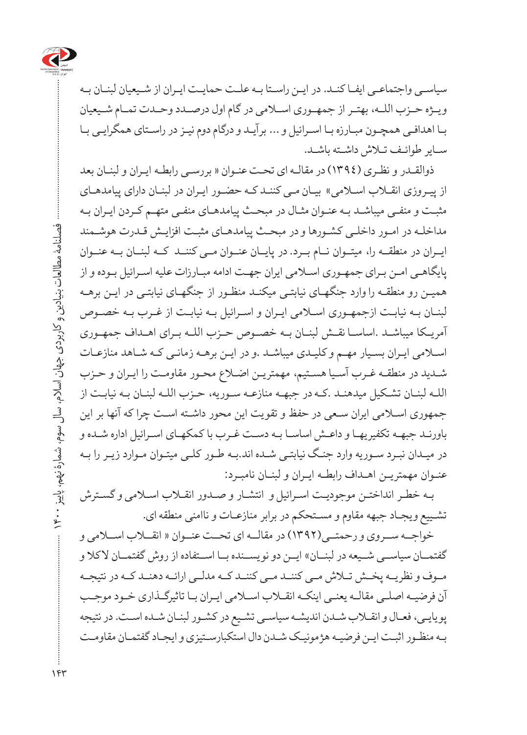سیاسی واجتماعی ایفا کند. در این راستا به علت حمایت ایران از شیعیان لبنان به ویژه حزب الله، بهتر از جمهوری اسلامی در گام اول درصدد وحدت تمام شیعیان با اهدافی همچون مبارزه با اسرائیل و ... برآید و درگام دوم نیز در راستای همگرایی با سایر طوائف تلاش داشته باشد.

ذوالقدر و نظری (١٣٩٤) در مقاله ای تحت عنوان « بررسی رابطه ایران و لبنان بعد از پیروزی انقلاب اسلامی» بیان می کنند که حضور ایران در لبنان دارای پیامدهای مثبت و منفی میباشد به عنوان مثال در مبحث پیامدهای منفی متهم کردن ایران به مداخله در امور داخلی کشورها و در مبحث پیامدهای مثبت افزایش قدرت هوشمند ایران در منطقه را، میتوان نام برد. در پایان عنوان می کنند که لبنان به عنوان پایگاهی امن برای جمهوری اسلامی ایران جهت ادامه مبارزات علیه اسرائیل بوده و از همین رو منطقه را وارد جنگهای نیابتی میکند منظور از جنگهای نیابتی در این برهه لبنان به نیابت ازجمهوری اسلامی ایران و اسرائیل به نیابت از غرب به خصوص آمریکا میباشد .اساسا نقش لبنان به خصوص حزب الله برای اهداف جمهوری اسلامی ایران بسیار مهم و کلیدی میباشد .و در این برهه زمانی که شاهد منازعات شدید در منطقه غرب آسیا هستیم، مهمترین اضلاع محور مقاومت را ایران و حزب الله لبنان تشکیل میدهند .که در جبهه منازعه سوریه، حزب الله لبنان به نیابت از جمهوری اسلامی ایران سعی در حفظ و تقویت این محور داشته است چرا که آنها بر این باورند جبهه تکفیریها و داعش اساسا به دست غرب با کمکهای اسرائیل اداره شده و در میدان نبرد سوریه وارد جنگ نیابتی شده اند.به طور کلی میتوان موارد زیر را به عنوان مهمترین اهداف رابطه ایران و لبنان نامبرد:

به خطر انداختن موجودیت اسرائیل و انتشار و صدور انقلاب اسلامی و گسترش تشییع ویجاد جبهه مقاوم و مستحکم در برابر منازعات و ناامنی منطقه ای.

خواجه سروی و رحمتی(١٣٩٢) در مقاله ای تحت عنوان « انقلاب اسلامی و گفتمان سیاسی شیعه در لبنان» این دو نویسنده با استفاده از روش گفتمان لاکلا و موف و نظریه پخش تلاش می کنند می کنند که مدلی ارائه دهند که در نتیجه آن فرضیه اصلی مقاله یعنی اینکه انقلاب اسلامی ایران با تاثیرگذاری خود موجب پویایی، فعال و انقلاب شدن اندیشه سیاسی تشیع در کشور لبنان شده است. در نتیجه به منظور اثبت این فرضیه هژمونیک شدن دال استکبارستیزی و ایجاد گفتمان مقاومت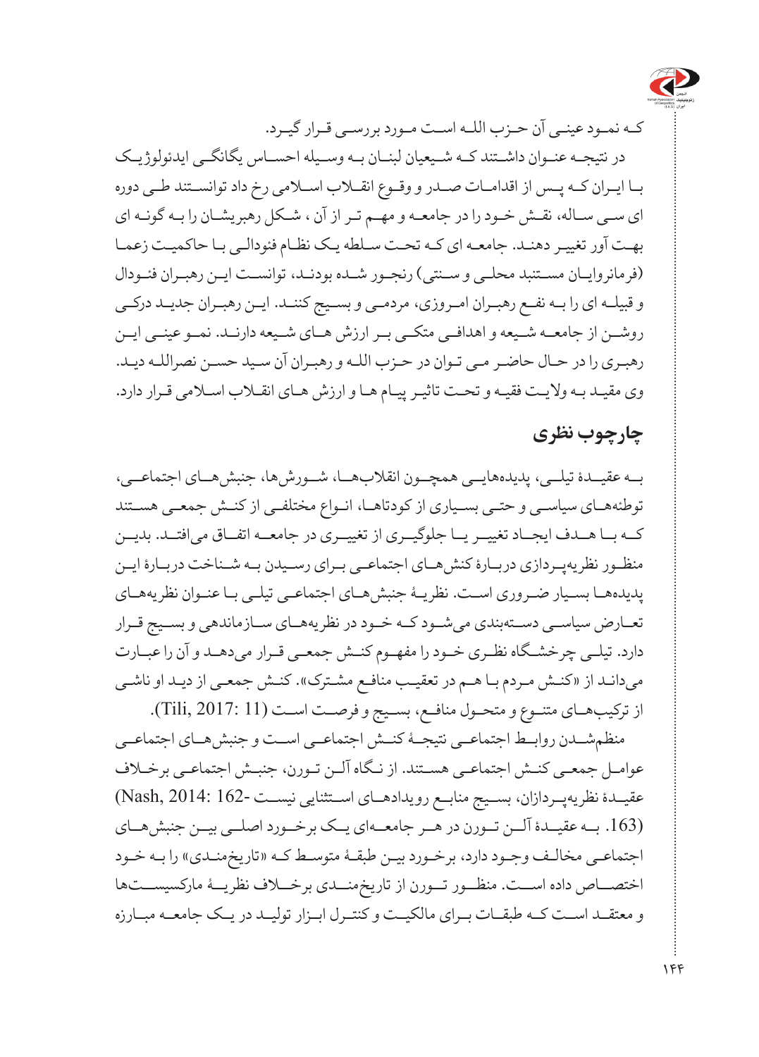که نمود عینی آن حزب الله است مورد بررسی قرار گیرد.

در نتیجه عنوان داشتند که شیعیان لبنان به وسیله احساس یگانگی ایدئولوژیک با ایران که پس از اقدامات صدر و وقوع انقلاب اسلامی رخ داد توانستند طی دوره ای سی ساله، نقش خود را در جامعه و مهم تر از آن ، شکل رهبریشان را به گونه ای بهت آور تغییر دهند. جامعه ای که تحت سلطه یک نظام فئودالی با حاکمیت زعما (فرمانروایان مستنبد محلی و سنتی) رنجور شده بودند، توانست این رهبران فئودال و قبیله ای را به نفع رهبران امروزی، مردمی و بسیج کنند. این رهبران جدید درکی روشن از جامعه شیعه و اهدافی متکی بر ارزش های شیعه دارند. نمو عینی این رهبری را در حال حاضر می توان در حزب الله و رهبران آن سید حسن نصرالله دید. وی مقید به ولایت فقیه و تحت تاثیر پیام ها و ارزش های انقلاب اسلامی قرار دارد.

## چارچوب نظری

به عقیدهٔ تیلی، پدیده‌هایی همچون انقلاب‌ها، شورش‌ها، جنبش‌های اجتماعی، توطئه‌های سیاسی و حتی بسیاری از کودتاها، انواع مختلفی از کنش جمعی هستند که با هدف ایجاد تغییر یا جلوگیری از تغییری در جامعه اتفاق می‌افتد. بدین منظور نظریه‌پردازی دربارهٔ کنش‌های اجتماعی برای رسیدن به شناخت دربارهٔ این پدیده‌ها بسیار ضروری است. نظریهٔ جنبش‌های اجتماعی تیلی با عنوان نظریه‌های تعارض سیاسی دسته‌بندی می‌شود که خود در نظریه‌های سازماندهی و بسیج قرار دارد. تیلی چرخشگاه نظری خود را مفهوم کنش جمعی قرار می‌دهد و آن را عبارت می‌داند از «کنش مردم با هم در تعقیب منافع مشترک». کنش جمعی از دید او ناشی از ترکیب‌های متنوع و متحول منافع، بسیج و فرصت است (Tili, 2017: 11).

منظم‌شدن روابط اجتماعی نتیجهٔ کنش اجتماعی است و جنبش‌های اجتماعی عوامل جمعی کنش اجتماعی هستند. از نگاه آلن تورن، جنبش اجتماعی برخلاف عقیدهٔ نظریه‌پردازان، بسیج منابع رویدادهای استثنایی نیست (Nash, 2014: 162-163). به عقیدهٔ آلن تورن در هر جامعه‌ای یک برخورد اصلی بین جنبش‌های اجتماعی مخالف وجود دارد، برخورد بین طبقهٔ متوسط که «تاریخ‌مندی» را به خود اختصاص داده است. منظور تورن از تاریخ‌مندی برخلاف نظریهٔ مارکسیست‌ها و معتقد است که طبقات برای مالکیت و کنترل ابزار تولید در یک جامعه مبارزه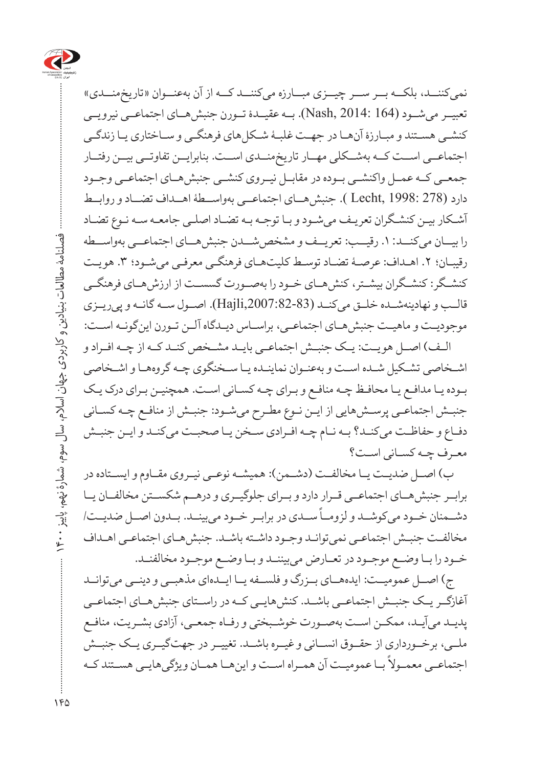نمی‌کنند، بلکه بر سر چیزی مبارزه می‌کنند که از آن به‌عنوان «تاریخ‌مندی» تعبیر می‌شود (Nash, 2014: 164). به عقیدۀ تورن جنبش‌های اجتماعی نیرویی کنشی هستند و مبارزۀ آن‌ها در جهت غلبۀ شکل‌های فرهنگی و ساختاری یا زندگی اجتماعی است که به‌شکلی مهار تاریخ‌مندی است. بنابراین تفاوتی بین رفتار جمعی که عمل واکنشی بوده در مقابل نیروی کنشی جنبش‌های اجتماعی وجود دارد (Lecht, 1998: 278 ). جنبش‌های اجتماعی به‌واسطۀ اهداف تضاد و روابط آشکار بین کنشگران تعریف می‌شود و با توجه به تضاد اصلی جامعه سه نوع تضاد را بیان می‌کند: ۱. رقیب: تعریف و مشخص‌شدن جنبش‌های اجتماعی به‌واسطه رقیبان؛ ۲. اهداف: عرصۀ تضاد توسط کلیت‌های فرهنگی معرفی می‌شود؛ ۳. هویت کنشگر: کنشگران بیشتر، کنش‌های خود را به‌صورت گسست از ارزش‌های فرهنگی قالب و نهادینه‌شده خلق می‌کند (Hajli,2007:82-83). اصول سه گانه و پی‌ریزی موجودیت و ماهیت جنبش‌های اجتماعی، براساس دیدگاه آلن تورن این‌گونه است:

الف) اصل هویت: یک جنبش اجتماعی باید مشخص کند که از چه افراد و اشخاصی تشکیل شده است و به‌عنوان نماینده یا سخنگوی چه گروه‌ها و اشخاصی بوده یا مدافع یا محافظ چه منافع و برای چه کسانی است. همچنین برای درک یک جنبش اجتماعی پرسش‌هایی از این نوع مطرح می‌شود: جنبش از منافع چه کسانی دفاع و حفاظت می‌کند؟ به نام چه افرادی سخن یا صحبت می‌کند و این جنبش معرف چه کسانی است؟

ب) اصل ضدیت یا مخالفت (دشمن): همیشه نوعی نیروی مقاوم و ایستاده در برابر جنبش‌های اجتماعی قرار دارد و برای جلوگیری و درهم شکستن مخالفان یا دشمنان خود می‌کوشد و لزوماً سدی در برابر خود می‌بینند. بدون اصل ضدیت/مخالفت جنبش اجتماعی نمی‌تواند وجود داشته باشد. جنبش‌های اجتماعی اهداف خود را با وضع موجود در تعارض می‌بینند و با وضع موجود مخالفند.

ج) اصل عمومیت: ایده‌های بزرگ و فلسفه یا ایده‌ای مذهبی و دینی می‌تواند آغازگر یک جنبش اجتماعی باشد. کنش‌هایی که در راستای جنبش‌های اجتماعی پدید می‌آید، ممکن است به‌صورت خوشبختی و رفاه جمعی، آزادی بشریت، منافع ملی، برخورداری از حقوق انسانی و غیره باشد. تغییر در جهت‌گیری یک جنبش اجتماعی معمولاً با عمومیت آن همراه است و این‌ها همان ویژگی‌هایی هستند که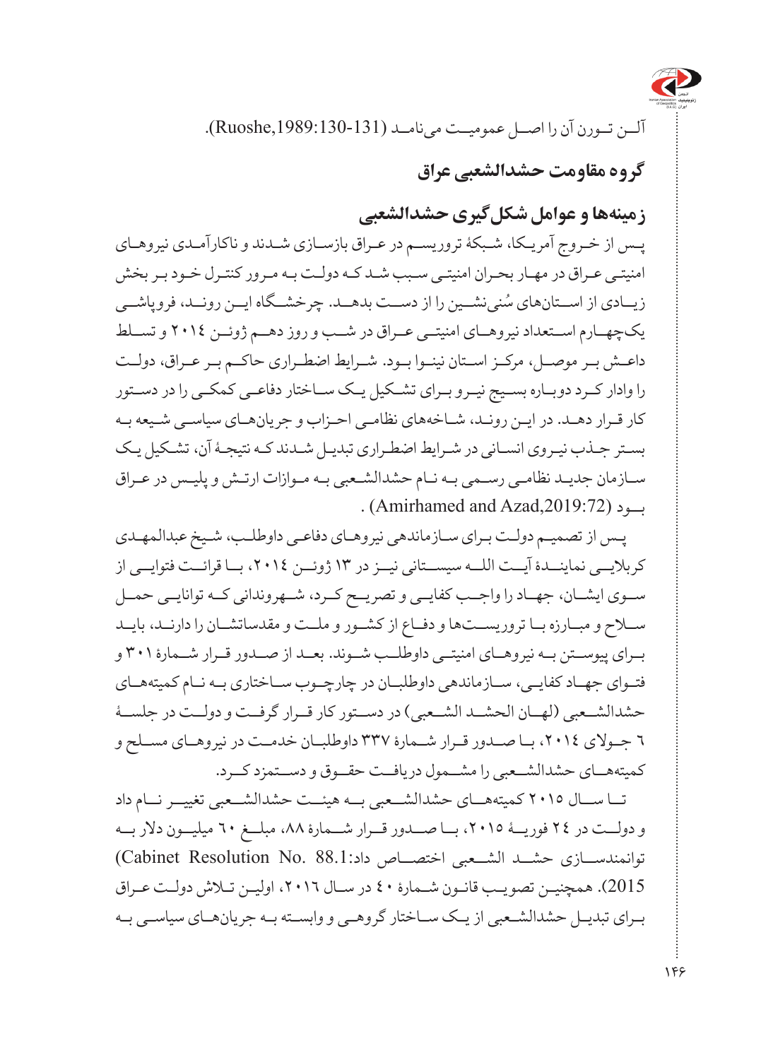آلــن تــورن آن را اصــل عمومیــت می‌نامــد (Ruoshe,1989:130-131).

## گروه مقاومت حشدالشعبی عراق

### زمینه‌ها و عوامل شکل‌گیری حشدالشعبی

پـس از خـروج آمریـکا، شـبکۀ تروریسـم در عـراق بازسـازی شـدند و ناکارآمـدی نیروهـای امنیتـی عـراق در مهـار بحـران امنیتـی سـبب شـد کـه دولـت بـه مـرور کنتـرل خـود بـر بخش زیــادی از اســتان‌های سُنی‌نشــین را از دســت بدهــد. چرخشــگاه ایــن رونــد، فروپاشــی یک‌چهــارم اســتعداد نیروهــای امنیتــی عــراق در شــب و روز دهــم ژوئــن ۲۰۱۴ و تســلط داعـش بـر موصـل، مرکـز اسـتان نینـوا بـود. شـرایط اضطـراری حاکـم بـر عـراق، دولـت را وادار کـرد دوبـاره بسـیج نیـرو بـرای تشـکیل یـک سـاختار دفاعـی کمکـی را در دسـتور کار قـرار دهـد. در ایـن رونـد، شـاخه‌های نظامـی احـزاب و جریان‌هـای سیاسـی شـیعه بـه بسـتر جـذب نیـروی انسـانی در شـرایط اضطـراری تبدیـل شـدند کـه نتیجـۀ آن، تشـکیل یـک سـازمان جدیـد نظامـی رسـمی بـه نـام حشدالشـعبی بـه مـوازات ارتـش و پلیـس در عـراق بـود (Amirhamed and Azad,2019:72).

پـس از تصمیـم دولـت بـرای سـازماندهی نیروهـای دفاعـی داوطلـب، شـیخ عبدالمهـدی کربلایــی نماینــدۀ آیــت اللــه سیســتانی نیــز در ۱۳ ژوئــن ۲۰۱۴، بــا قرائــت فتوایــی از ســوی ایشــان، جهــاد را واجــب کفایــی و تصریــح کــرد، شــهروندانی کــه توانایــی حمــل ســلاح و مبــارزه بــا تروریســت‌ها و دفــاع از کشــور و ملــت و مقدساتشــان را دارنــد، بایــد بــرای پیوســتن بــه نیروهــای امنیتــی داوطلــب شــوند. بعــد از صــدور قــرار شــمارۀ ۳۰۱ و فتــوای جهــاد کفایــی، ســازماندهی داوطلبــان در چارچــوب ســاختاری بــه نــام کمیته‌هــای حشدالشــعبی (لهــان الحشــد الشــعبی) در دســتور کار قــرار گرفــت و دولــت در جلســۀ ۶ جــولای ۲۰۱۴، بــا صــدور قــرار شــمارۀ ۳۳۷ داوطلبــان خدمــت در نیروهــای مســلح و کمیته‌هــای حشدالشــعبی را مشــمول دریافــت حقــوق و دســتمزد کــرد.

تــا ســال ۲۰۱۵ کمیته‌هــای حشدالشــعبی بــه هیئــت حشدالشــعبی تغییــر نــام داد و دولــت در ۲۴ فوریــۀ ۲۰۱۵، بــا صــدور قــرار شــمارۀ ۸۸، مبلــغ ۶۰ میلیــون دلار بــه توانمندســازی حشــد الشــعبی اختصــاص داد:(Cabinet Resolution No. 88.1 2015). همچنیـن تصویـب قانـون شـمارۀ ۴۰ در سـال ۲۰۱۶، اولیـن تـلاش دولـت عـراق بـرای تبدیـل حشدالشـعبی از یـک سـاختار گروهـی و وابسـته بـه جریان‌هـای سیاسـی بـه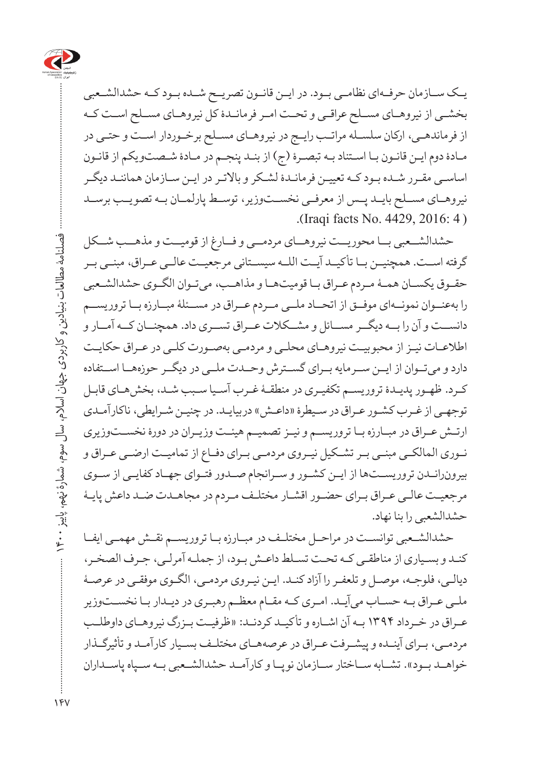یک سازمان حرفه‌ای نظامی بود. در این قانون تصریح شده بود که حشدالشعبی بخشی از نیروهای مسلح عراقی و تحت امر فرماندۀ کل نیروهای مسلح است که از فرماندهی، ارکان سلسله مراتب رایج در نیروهای مسلح برخوردار است و حتی در مادۀ دوم این قانون با استناد به تبصرۀ (ج) از بند پنجم در مادۀ شصت‌ویکم از قانون اساسی مقرر شده بود که تعیین فرماندۀ لشکر و بالاتر در این سازمان همانند دیگر نیروهای مسلح باید پس از معرفی نخست‌وزیر، توسط پارلمان به تصویب برسد (Iraqi facts No. 4429, 2016: 4).

حشدالشعبی با محوریت نیروهای مردمی و فارغ از قومیت و مذهب شکل گرفته است. همچنین با تأکید آیت الله سیستانی مرجعیت عالی عراق، مبنی بر حقوق یکسان همۀ مردم عراق با قومیت‌ها و مذاهب، می‌توان الگوی حشدالشعبی را به‌عنوان نمونه‌ای موفق از اتحاد ملی مردم عراق در مسئلۀ مبارزه با تروریسم دانست و آن را به دیگر مسائل و مشکلات عراق تسری داد. همچنان که آمار و اطلاعات نیز از محبوبیت نیروهای محلی و مردمی به‌صورت کلی در عراق حکایت دارد و می‌توان از این سرمایه برای گسترش وحدت ملی در دیگر حوزه‌ها استفاده کرد. ظهور پدیدۀ تروریسم تکفیری در منطقۀ غرب آسیا سبب شد، بخش‌های قابل توجهی از غرب کشور عراق در سیطرۀ «داعش» دربیاید. در چنین شرایطی، ناکارآمدی ارتش عراق در مبارزه با تروریسم و نیز تصمیم هیئت وزیران در دورۀ نخست‌وزیری نوری المالکی مبنی بر تشکیل نیروی مردمی برای دفاع از تمامیت ارضی عراق و بیرون‌راندن تروریست‌ها از این کشور و سرانجام صدور فتوای جهاد کفایی از سوی مرجعیت عالی عراق برای حضور اقشار مختلف مردم در مجاهدت ضد داعش پایۀ حشدالشعبی را بنا نهاد.

حشدالشعبی توانست در مراحل مختلف در مبارزه با تروریسم نقش مهمی ایفا کند و بسیاری از مناطقی که تحت تسلط داعش بود، از جمله آمرلی، جرف الصخر، دیالی، فلوجه، موصل و تلعفر را آزاد کند. این نیروی مردمی، الگوی موفقی در عرصۀ ملی عراق به حساب می‌آید. امری که مقام معظم رهبری در دیدار با نخست‌وزیر عراق در خرداد ۱۳۹۴ به آن اشاره و تأکید کردند: «ظرفیت بزرگ نیروهای داوطلب مردمی، برای آینده و پیشرفت عراق در عرصه‌های مختلف بسیار کارآمد و تأثیرگذار خواهد بود». تشابه ساختار سازمان نوپا و کارآمد حشدالشعبی به سپاه پاسداران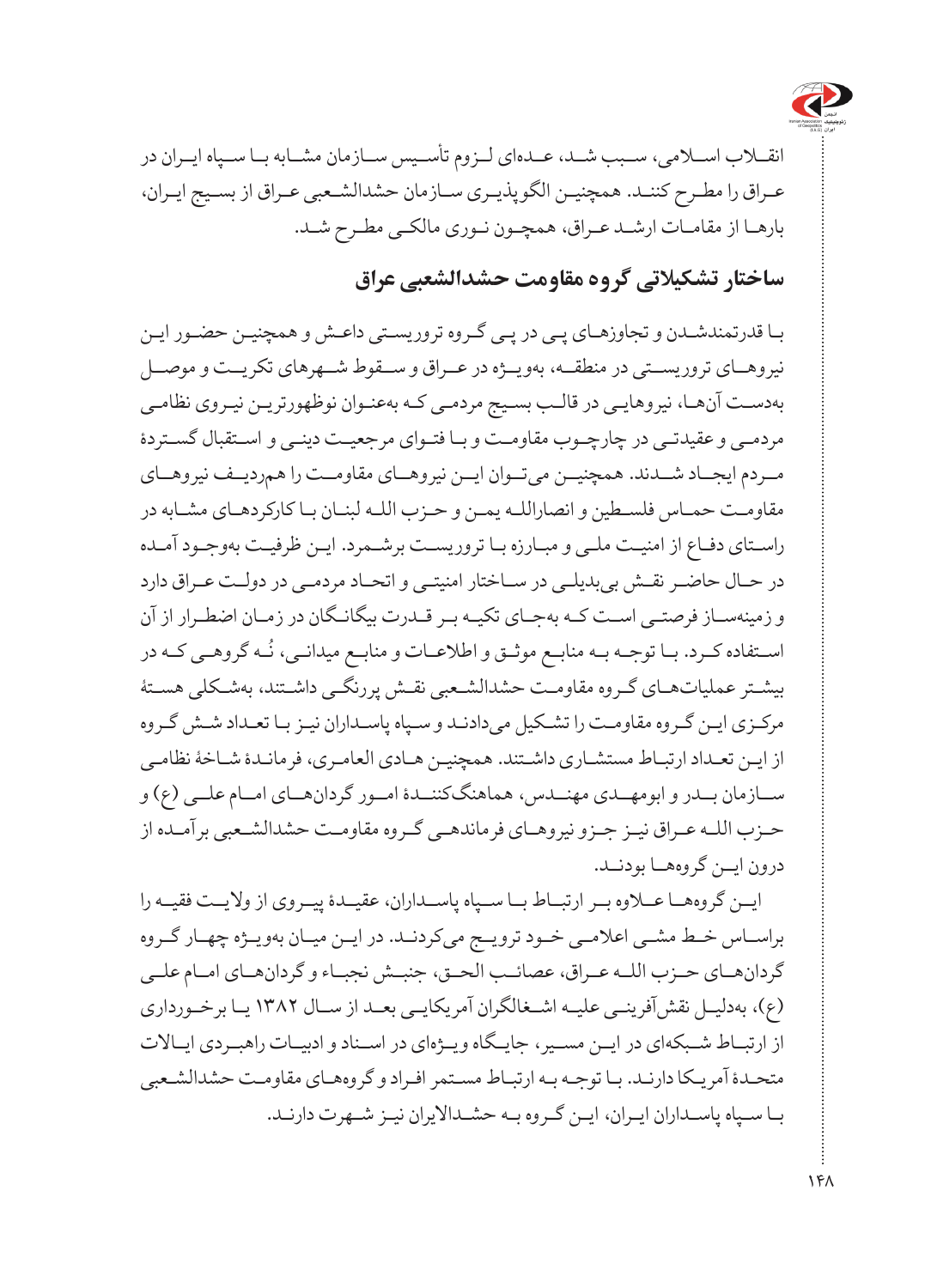انقلاب اسلامی، سبب شد، عده‌ای لزوم تأسیس سازمان مشابه با سپاه ایران در عراق را مطرح کنند. همچنین الگوپذیری سازمان حشدالشعبی عراق از بسیج ایران، بارها از مقامات ارشد عراق، همچون نوری مالکی مطرح شد.

## ساختار تشکیلاتی گروه مقاومت حشدالشعبی عراق

با قدرتمندشدن و تجاوزهای پی در پی گروه تروریستی داعش و همچنین حضور این نیروهای تروریستی در منطقه، بویژه در عراق و سقوط شهرهای تکریت و موصل بدست آن‌ها، نیروهایی در قالب بسیج مردمی که به‌عنوان نوظهورترین نیروی نظامی مردمی و عقیدتی در چارچوب مقاومت و با فتوای مرجعیت دینی و استقبال گستردهٔ مردم ایجاد شدند. همچنین می‌توان این نیروهای مقاومت را هم‌ردیف نیروهای مقاومت حماس فلسطین و انصارالله یمن و حزب الله لبنان با کارکردهای مشابه در راستای دفاع از امنیت ملی و مبارزه با تروریست برشمرد. این ظرفیت به‌وجود آمده در حال حاضر نقش بی‌بدیلی در ساختار امنیتی و اتحاد مردمی در دولت عراق دارد و زمینه‌ساز فرصتی است که به‌جای تکیه بر قدرت بیگانگان در زمان اضطرار از آن استفاده کرد. با توجه به منابع موثق و اطلاعات و منابع میدانی، نُه گروهی که در بیشتر عملیات‌های گروه مقاومت حشدالشعبی نقش پررنگی داشتند، به‌شکلی هستهٔ مرکزی این گروه مقاومت را تشکیل می‌دادند و سپاه پاسداران نیز با تعداد شش گروه از این تعداد ارتباط مستشاری داشتند. همچنین هادی العامری، فرماندهٔ شاخهٔ نظامی سازمان بدر و ابومهدی مهندس، هماهنگ‌کنندهٔ امور گردان‌های امام علی (ع) و حزب الله عراق نیز جزو نیروهای فرماندهی گروه مقاومت حشدالشعبی برآمده از درون این گروه‌ها بودند.

این گروه‌ها علاوه بر ارتباط با سپاه پاسداران، عقیدهٔ پیروی از ولایت فقیه را براساس خط مشی اعلامی خود ترویج می‌کردند. در این میان بویژه چهار گروه گردان‌های حزب الله عراق، عصائب الحق، جنبش نجباء و گردان‌های امام علی (ع)، به‌دلیل نقش‌آفرینی علیه اشغالگران آمریکایی بعد از سال ۱۳۸۲ یا برخورداری از ارتباط شبکه‌ای در این مسیر، جایگاه ویژه‌ای در اسناد و ادبیات راهبردی ایالات متحدهٔ آمریکا دارند. با توجه به ارتباط مستمر افراد و گروه‌های مقاومت حشدالشعبی با سپاه پاسداران ایران، این گروه به حشدالایران نیز شهرت دارند.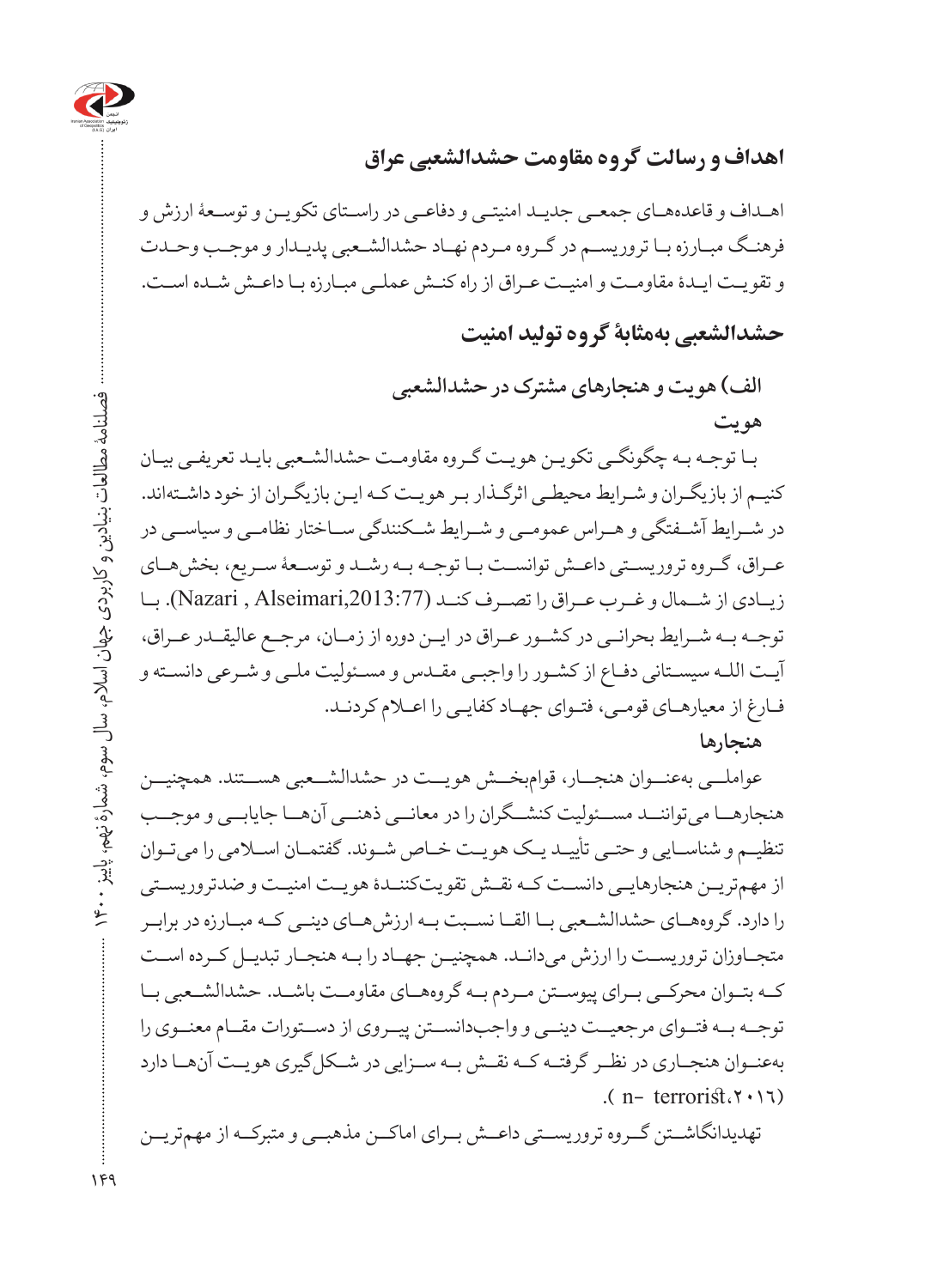## اهداف و رسالت گروه مقاومت حشدالشعبی عراق

اهـداف و قاعده‌های جمعی جدید امنیتی و دفاعی در راستای تکوین و توسعهٔ ارزش و فرهنگ مبارزه با تروریسم در گروه مردم نهاد حشدالشعبی پدیدار و موجب وحدت و تقویت ایدهٔ مقاومت و امنیت عراق از راه کنش عملی مبارزه با داعش شده است.

## حشدالشعبی به‌مثابهٔ گروه تولید امنیت

### الف) هویت و هنجارهای مشترک در حشدالشعبی

#### هویت

با توجه به چگونگی تکوین هویت گروه مقاومت حشدالشعبی باید تعریفی بیان کنیم از بازیگران و شرایط محیطی اثرگذار بر هویت که این بازیگران از خود داشته‌اند. در شرایط آشفتگی و هراس عمومی و شرایط شکنندگی ساختار نظامی و سیاسی در عراق، گروه تروریستی داعش توانست با توجه به رشد و توسعهٔ سریع، بخش‌های زیادی از شمال و غرب عراق را تصرف کند (Nazari , Alseimari,2013:77). با توجه به شرایط بحرانی در کشور عراق در این دوره از زمان، مرجع عالیقدر عراق، آیت الله سیستانی دفاع از کشور را واجبی مقدس و مسئولیت ملی و شرعی دانسته و فارغ از معیارهای قومی، فتوای جهاد کفایی را اعلام کردند.

#### هنجارها

عواملی به‌عنوان هنجار، قوام‌بخش هویت در حشدالشعبی هستند. همچنین هنجارها می‌توانند مسئولیت کنشگران را در معانی ذهنی آن‌ها جابایی و موجب تنظیم و شناسایی و حتی تأیید یک هویت خاص شوند. گفتمان اسلامی را می‌توان از مهم‌ترین هنجارهایی دانست که نقش تقویت‌کنندهٔ هویت امنیت و ضدتروریستی را دارد. گروه‌های حشدالشعبی با القا نسبت به ارزش‌های دینی که مبارزه در برابر متجاوزان تروریست را ارزش می‌دانند. همچنین جهاد را به هنجار تبدیل کرده است که بتوان محرکی برای پیوستن مردم به گروه‌های مقاومت باشد. حشدالشعبی با توجه به فتوای مرجعیت دینی و واجب‌دانستن پیروی از دستورات مقام معنوی را به‌عنوان هنجاری در نظر گرفته که نقش به سزایی در شکل‌گیری هویت آن‌ها دارد (n- terrorist،۲۰۱٦).

تهدیدانگاشتن گروه تروریستی داعش برای اماکن مذهبی و متبرکه از مهم‌ترین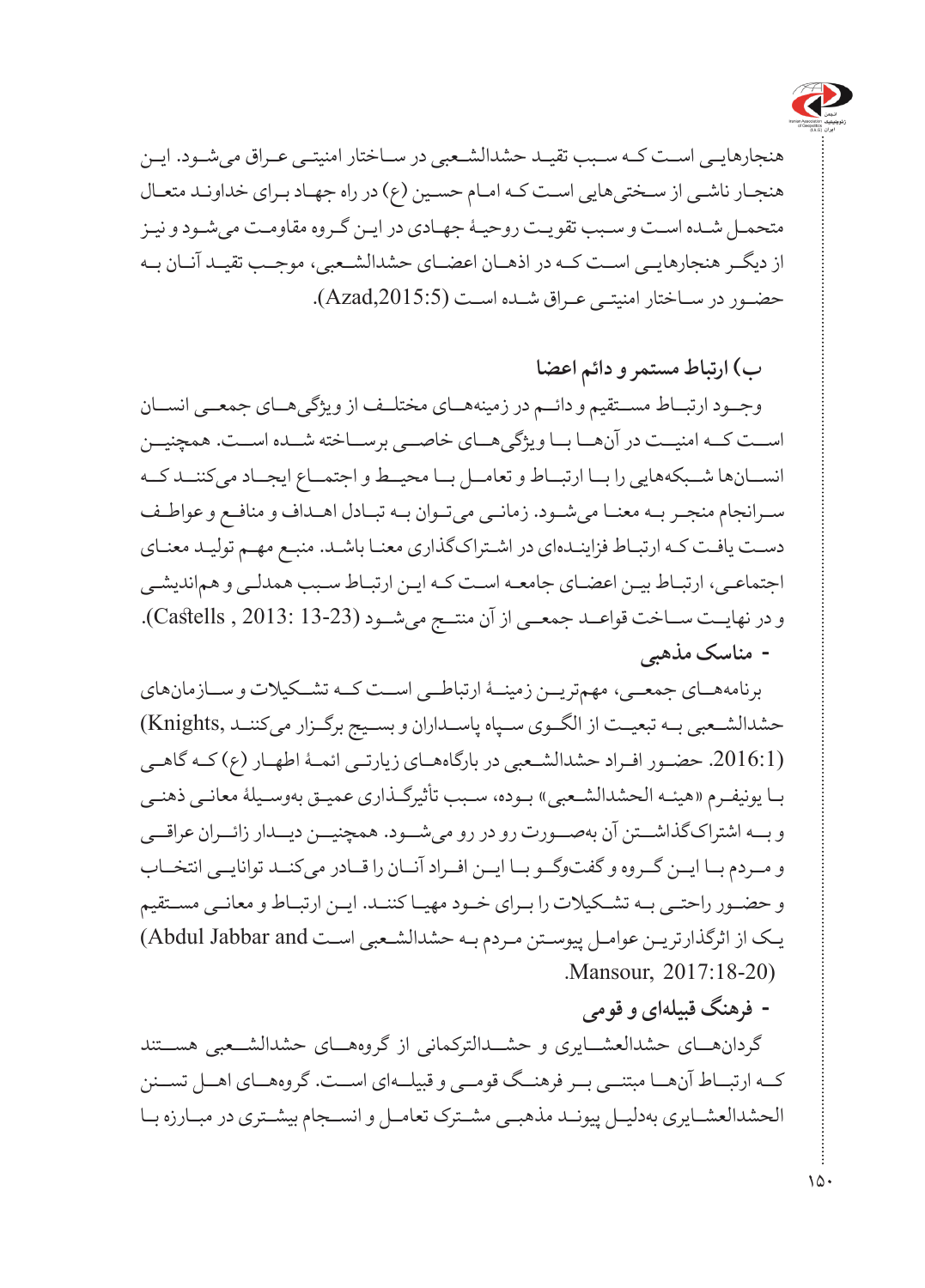هنجارهایی است که سبب تقید حشدالشعبی در ساختار امنیتی عراق می‌شود. این هنجار ناشی از سختی‌هایی است که امام حسین (ع) در راه جهاد برای خداوند متعال متحمل شده است و سبب تقویت روحیهٔ جهادی در این گروه مقاومت می‌شود و نیز از دیگر هنجارهایی است که در اذهان اعضای حشدالشعبی، موجب تقید آنان به حضور در ساختار امنیتی عراق شده است (Azad,2015:5).

### ب) ارتباط مستمر و دائم اعضا

وجود ارتباط مستقیم و دائم در زمینه‌های مختلف از ویژگی‌های جمعی انسان است که امنیت در آن‌ها با ویژگی‌های خاصی برساخته شده است. همچنین انسان‌ها شبکه‌هایی را با ارتباط و تعامل با محیط و اجتماع ایجاد می‌کنند که سرانجام منجر به معنا می‌شود. زمانی می‌توان به تبادل اهداف و منافع و عواطف دست یافت که ارتباط فزاینده‌ای در اشتراک‌گذاری معنا باشد. منبع مهم تولید معنای اجتماعی، ارتباط بین اعضای جامعه است که این ارتباط سبب همدلی و هم‌اندیشی و در نهایت ساخت قواعد جمعی از آن منتج می‌شود (Castells , 2013: 13-23).

**- مناسک مذهبی**

برنامه‌های جمعی، مهم‌ترین زمینهٔ ارتباطی است که تشکیلات و سازمان‌های حشدالشعبی به تبعیت از الگوی سپاه پاسداران و بسیج برگزار می‌کنند (Knights, 2016:1). حضور افراد حشدالشعبی در بارگاه‌های زیارتی ائمهٔ اطهار (ع) که گاهی با یونیفرم «هیئه الحشدالشعبی» بوده، سبب تأثیرگذاری عمیق به‌وسیلهٔ معانی ذهنی و به اشتراک‌گذاشتن آن به‌صورت رو در رو می‌شود. همچنین دیدار زائران عراقی و مردم با این گروه و گفت‌وگو با این افراد آنان را قادر می‌کند توانایی انتخاب و حضور راحتی به تشکیلات را برای خود مهیا کنند. این ارتباط و معانی مستقیم یک از اثرگذارترین عوامل پیوستن مردم به حشدالشعبی است (Abdul Jabbar and Mansour, 2017:18-20).

**- فرهنگ قبیله‌ای و قومی**

گردان‌های حشدالعشایری و حشدالترکمانی از گروه‌های حشدالشعبی هستند که ارتباط آن‌ها مبتنی بر فرهنگ قومی و قبیله‌ای است. گروه‌های اهل تسنن الحشدالعشایری به‌دلیل پیوند مذهبی مشترک تعامل و انسجام بیشتری در مبارزه با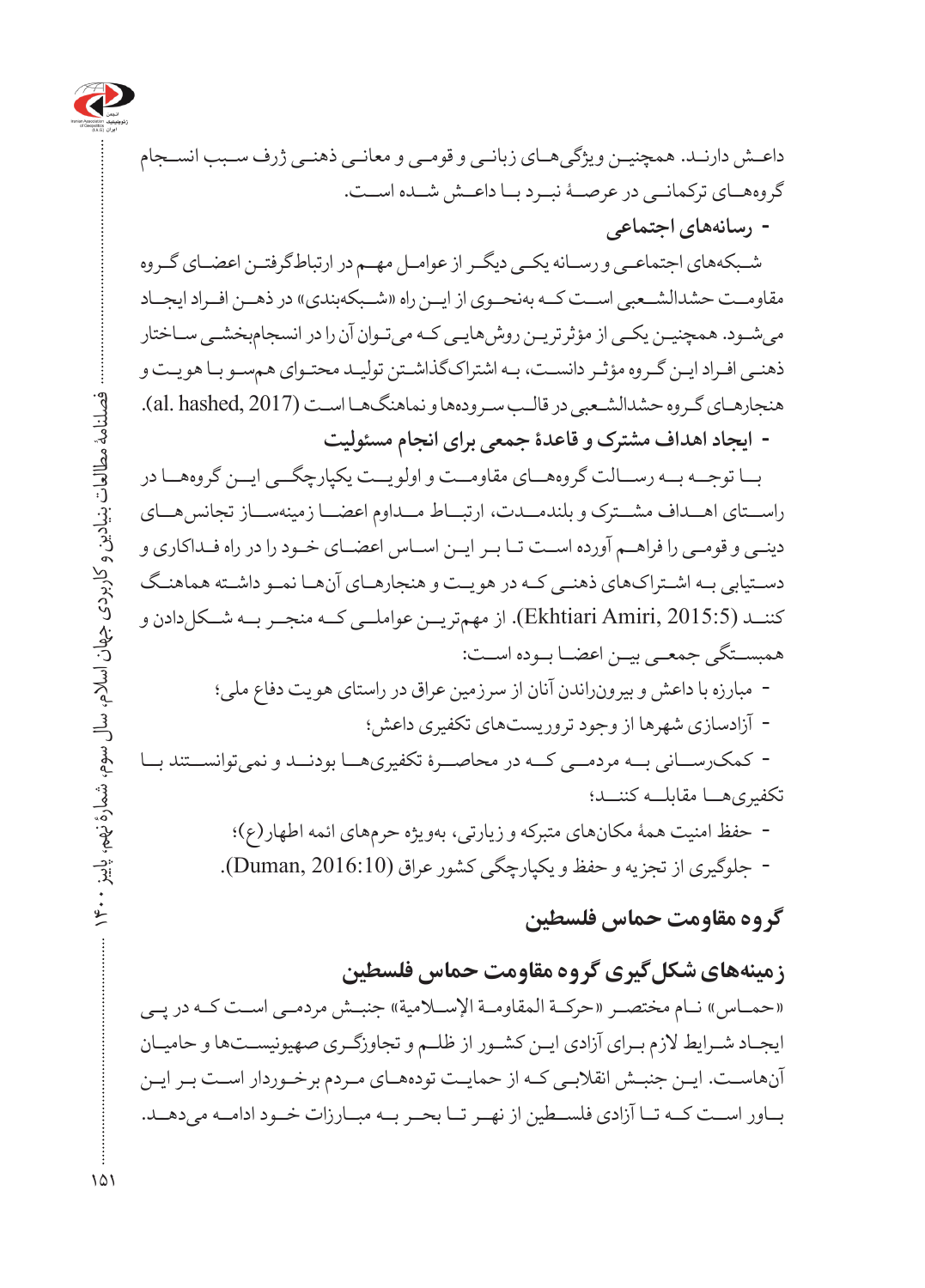داعش دارند. همچنین ویژگی‌های زبانی و قومی و معانی ذهنی ژرف سبب انسجام گروه‌های ترکمانی در عرصهٔ نبرد با داعش شده است.

**- رسانه‌های اجتماعی**

شبکه‌های اجتماعی و رسانه یکی دیگر از عوامل مهم در ارتباط‌گرفتن اعضای گروه مقاومت حشدالشعبی است که به‌نحوی از این راه «شبکه‌بندی» در ذهن افراد ایجاد می‌شود. همچنین یکی از مؤثرترین روش‌هایی که می‌توان آن را در انسجام‌بخشی ساختار ذهنی افراد این گروه مؤثر دانست، به اشتراک‌گذاشتن تولید محتوای همسو با هویت و هنجارهای گروه حشدالشعبی در قالب سروده‌ها و نماهنگ‌ها است (al. hashed, 2017).

**- ایجاد اهداف مشترک و قاعدهٔ جمعی برای انجام مسئولیت**

با توجه به رسالت گروه‌های مقاومت و اولویت یکپارچگی این گروه‌ها در راستای اهداف مشترک و بلندمدت، ارتباط مداوم اعضا زمینه‌ساز تجانس‌های دینی و قومی را فراهم آورده است تا بر این اساس اعضای خود را در راه فداکاری و دستیابی به اشتراک‌های ذهنی که در هویت و هنجارهای آن‌ها نمو داشته هماهنگ کنند (Ekhtiari Amiri, 2015:5). از مهم‌ترین عواملی که منجر به شکل‌دادن و همبستگی جمعی بین اعضا بوده است:

- مبارزه با داعش و بیرون‌راندن آنان از سرزمین عراق در راستای هویت دفاع ملی؛
- آزادسازی شهرها از وجود تروریست‌های تکفیری داعش؛
- کمک‌رسانی به مردمی که در محاصرهٔ تکفیری‌ها بودند و نمی‌توانستند با تکفیری‌ها مقابله کنند؛
- حفظ امنیت همهٔ مکان‌های متبرکه و زیارتی، به‌ویژه حرم‌های ائمه اطهار(ع)؛
- جلوگیری از تجزیه و حفظ و یکپارچگی کشور عراق (Duman, 2016:10).

## گروه مقاومت حماس فلسطین

### زمینه‌های شکل‌گیری گروه مقاومت حماس فلسطین

«حماس» نام مختصر «حركة المقاومة الإسلامية» جنبش مردمی است که در پی ایجاد شرایط لازم برای آزادی این کشور از ظلم و تجاوزگری صهیونیست‌ها و حامیان آن‌هاست. این جنبش انقلابی که از حمایت توده‌های مردم برخوردار است بر این باور است که تا آزادی فلسطین از نهر تا بحر به مبارزات خود ادامه می‌دهد.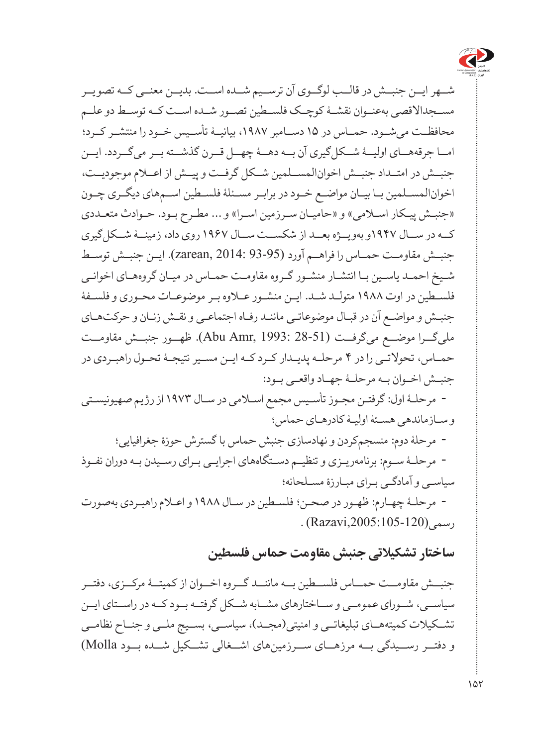شـهر ایـن جنبـش در قالـب لوگـوی آن ترسـیم شـده اسـت. بدیـن معنـی کـه تصویـر مسـجدالاقصی به‌عنـوان نقشـهٔ کوچـک فلسـطین تصـور شـده اسـت کـه توسـط دو علـم محافظـت می‌شـود. حمـاس در ۱۵ دسـامبر ۱۹۸۷، بیانیـهٔ تأسـیس خـود را منتشـر کـرد؛ امـا جرقه‌هـای اولیـهٔ شـکل‌گیری آن بـه دهـهٔ چهـل قـرن گذشـته بـر می‌گـردد. ایـن جنبـش در امتـداد جنبـش اخوان‌المسـلمین شـکل گرفـت و پیـش از اعـلام موجودیـت، اخوان‌المسـلمین بـا بیـان مواضـع خـود در برابـر مسـئلهٔ فلسـطین اسـم‌های دیگـری چـون «جنبـش پیـکار اسـلامی» و «حامیـان سـرزمین اسـرا» و ... مطـرح بـود. حـوادث متعـددی کـه در سـال ۱۹۴۷و به‌ویـژه بعـد از شکسـت سـال ۱۹۶۷ روی داد، زمینـهٔ شـکل‌گیری جنبـش مقاومـت حمـاس را فراهـم آورد (zarean, 2014: 93-95). ایـن جنبـش توسـط شـیخ احمـد یاسـین بـا انتشـار منشـور گـروه مقاومـت حمـاس در میـان گروه‌هـای اخوانـی فلسـطین در اوت ۱۹۸۸ متولـد شـد. ایـن منشـور عـلاوه بـر موضوعـات محـوری و فلسـفهٔ جنبـش و مواضـع آن در قبـال موضوعاتـی ماننـد رفـاه اجتماعـی و نقـش زنـان و حرکت‌هـای ملی‌گـرا موضـع می‌گرفـت (Abu Amr, 1993: 28-51). ظهـور جنبـش مقاومـت حمـاس، تحولاتـی را در ۴ مرحلـه پدیـدار کـرد کـه ایـن مسـیر نتیجـهٔ تحـول راهبـردی در جنبـش اخـوان بـه مرحلـهٔ جهـاد واقعـی بـود:

- مرحلـهٔ اول: گرفتـن مجـوز تأسـیس مجمع اسـلامی در سـال ۱۹۷۳ از رژیم صهیونیسـتی و سـازماندهی هسـتهٔ اولیـهٔ کادرهـای حماس؛
- مرحلهٔ دوم: منسجم‌کردن و نهادسازی جنبش حماس با گسترش حوزهٔ جغرافیایی؛
- مرحلـهٔ سـوم: برنامه‌ریـزی و تنظیـم دسـتگاه‌های اجرایـی بـرای رسـیدن بـه دوران نفـوذ سیاسـی و آمادگـی بـرای مبـارزهٔ مسـلحانه؛
- مرحلـهٔ چهـارم: ظهـور در صحـن؛ فلسـطین در سـال ۱۹۸۸ و اعـلام راهبـردی به‌صورت رسمی(Razavi,2005:105-120) .

## ساختار تشکیلاتی جنبش مقاومت حماس فلسطین

جنبـش مقاومـت حمـاس فلسـطین بـه ماننـد گـروه اخـوان از کمیتـهٔ مرکـزی، دفتـر سیاسـی، شـورای عمومـی و سـاختارهای مشـابه شـکل گرفتـه بـود کـه در راسـتای ایـن تشـکیلات کمیته‌هـای تبلیغاتـی و امنیتی(مجـد)، سیاسـی، بسـیج ملـی و جنـاح نظامـی و دفتـر رسـیدگی بـه مرزهـای سـرزمین‌های اشـغالی تشـکیل شـده بـود Molla)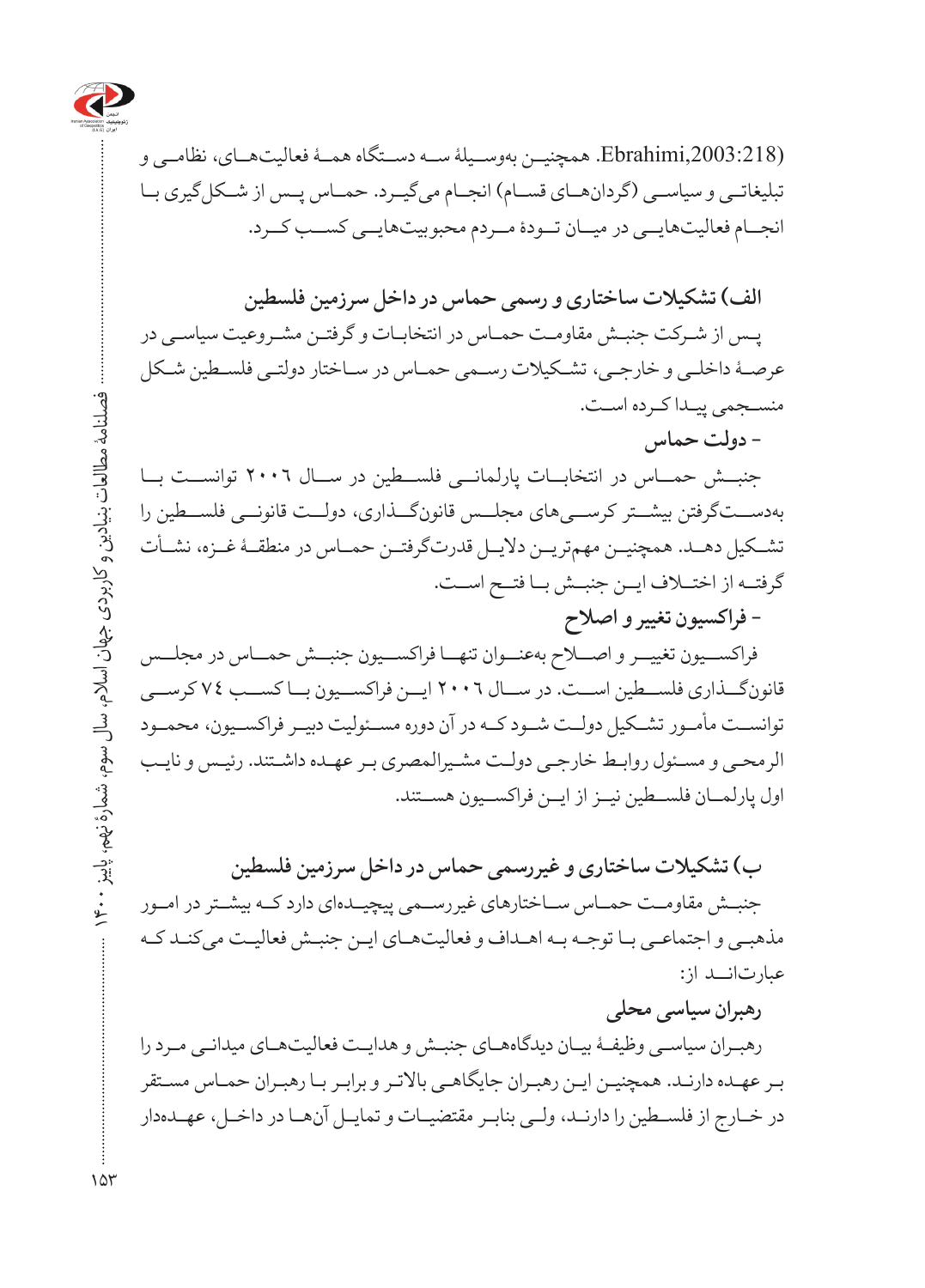(Ebrahimi,2003:218). همچنین به‌وسیلهٔ سه دستگاه همهٔ فعالیت‌های، نظامی و تبلیغاتی و سیاسی (گردان‌های قسام) انجام می‌گیرد. حماس پس از شکل‌گیری با انجام فعالیت‌هایی در میان تودهٔ مردم محبوبیت‌هایی کسب کرد.

### الف) تشکیلات ساختاری و رسمی حماس در داخل سرزمین فلسطین

پس از شرکت جنبش مقاومت حماس در انتخابات و گرفتن مشروعیت سیاسی در عرصهٔ داخلی و خارجی، تشکیلات رسمی حماس در ساختار دولتی فلسطین شکل منسجمی پیدا کرده است.

#### - دولت حماس

جنبش حماس در انتخابات پارلمانی فلسطین در سال ۲۰۰٦ توانست با به‌دست‌گرفتن بیشتر کرسی‌های مجلس قانون‌گذاری، دولت قانونی فلسطین را تشکیل دهد. همچنین مهم‌ترین دلایل قدرت‌گرفتن حماس در منطقهٔ غزه، نشأت گرفته از اختلاف این جنبش با فتح است.

#### - فراکسیون تغییر و اصلاح

فراکسیون تغییر و اصلاح به‌عنوان تنها فراکسیون جنبش حماس در مجلس قانون‌گذاری فلسطین است. در سال ۲۰۰٦ این فراکسیون با کسب ۷٤ کرسی توانست مأمور تشکیل دولت شود که در آن دوره مسئولیت دبیر فراکسیون، محمود الرمحی و مسئول روابط خارجی دولت مشیرالمصری بر عهده داشتند. رئیس و نایب اول پارلمان فلسطین نیز از این فراکسیون هستند.

### ب) تشکیلات ساختاری و غیررسمی حماس در داخل سرزمین فلسطین

جنبش مقاومت حماس ساختارهای غیررسمی پیچیده‌ای دارد که بیشتر در امور مذهبی و اجتماعی با توجه به اهداف و فعالیت‌های این جنبش فعالیت می‌کنند که عبارت‌اند از:

#### رهبران سیاسی محلی

رهبران سیاسی وظیفهٔ بیان دیدگاه‌های جنبش و هدایت فعالیت‌های میدانی مرد را بر عهده دارند. همچنین این رهبران جایگاهی بالاتر و برابر با رهبران حماس مستقر در خارج از فلسطین را دارند، ولی بنابر مقتضیات و تمایل آن‌ها در داخل، عهده‌دار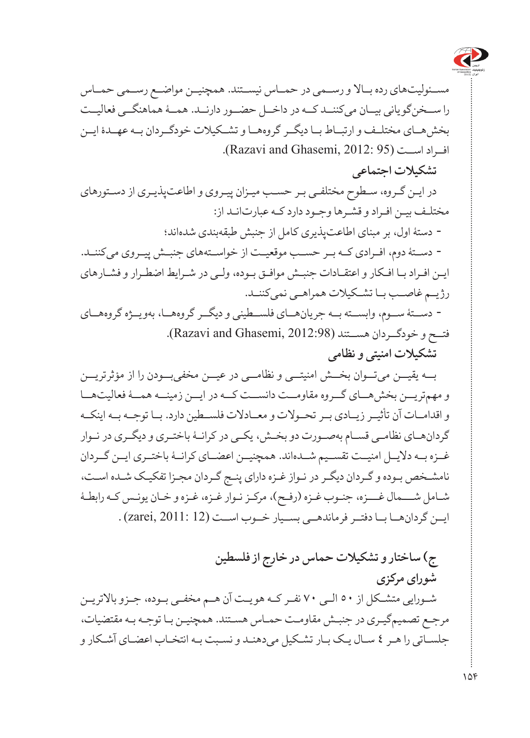مسئولیت‌های رده بالا و رسمی در حماس نیستند. همچنین مواضع رسمی حماس را سخن‌گویانی بیان می‌کنند که در داخل حضور دارند. همهٔ هماهنگی فعالیت بخش‌های مختلف و ارتباط با دیگر گروه‌ها و تشکیلات خودگردان به عهدهٔ این افراد است (Razavi and Ghasemi, 2012: 95).

### تشکیلات اجتماعی

در این گروه، سطوح مختلفی بر حسب میزان پیروی و اطاعت‌پذیری از دستورهای مختلف بین افراد و قشرها وجود دارد که عبارت‌اند از:

- دستهٔ اول، بر مبنای اطاعت‌پذیری کامل از جنبش طبقه‌بندی شده‌اند؛
- دستهٔ دوم، افرادی که بر حسب موقعیت از خواسته‌های جنبش پیروی می‌کنند. این افراد با افکار و اعتقادات جنبش موافق بوده، ولی در شرایط اضطرار و فشارهای رژیم غاصب با تشکیلات همراهی نمی‌کنند.
- دستهٔ سوم، وابسته به جریان‌های فلسطینی و دیگر گروه‌ها، به‌ویژه گروه‌های فتح و خودگردان هستند (Razavi and Ghasemi, 2012:98).

### تشکیلات امنیتی و نظامی

به یقین می‌توان بخش امنیتی و نظامی در عین مخفی‌بودن را از مؤثرترین و مهم‌ترین بخش‌های گروه مقاومت دانست که در این زمینه همهٔ فعالیت‌ها و اقدامات آن تأثیر زیادی بر تحولات و معادلات فلسطین دارد. با توجه به اینکه گردان‌های نظامی قسام به‌صورت دو بخش، یکی در کرانهٔ باختری و دیگری در نوار غزه به دلایل امنیت تقسیم شده‌اند. همچنین اعضای کرانهٔ باختری این گردان نامشخص بوده و گردان دیگر در نواز غزه دارای پنج گردان مجزا تفکیک شده است، شامل شمال غزه، جنوب غزه (رفح)، مرکز نوار غزه، غزه و خان یونس که رابطهٔ این گردان‌ها با دفتر فرماندهی بسیار خوب است (zarei, 2011: 12) .

## ج) ساختار و تشکیلات حماس در خارج از فلسطین

### شورای مرکزی

شورایی متشکل از ۵۰ الی ۷۰ نفر که هویت آن هم مخفی بوده، جزو بالاترین مرجع تصمیم‌گیری در جنبش مقاومت حماس هستند. همچنین با توجه به مقتضیات، جلساتی را هر ٤ سال یک بار تشکیل می‌دهند و نسبت به انتخاب اعضای آشکار و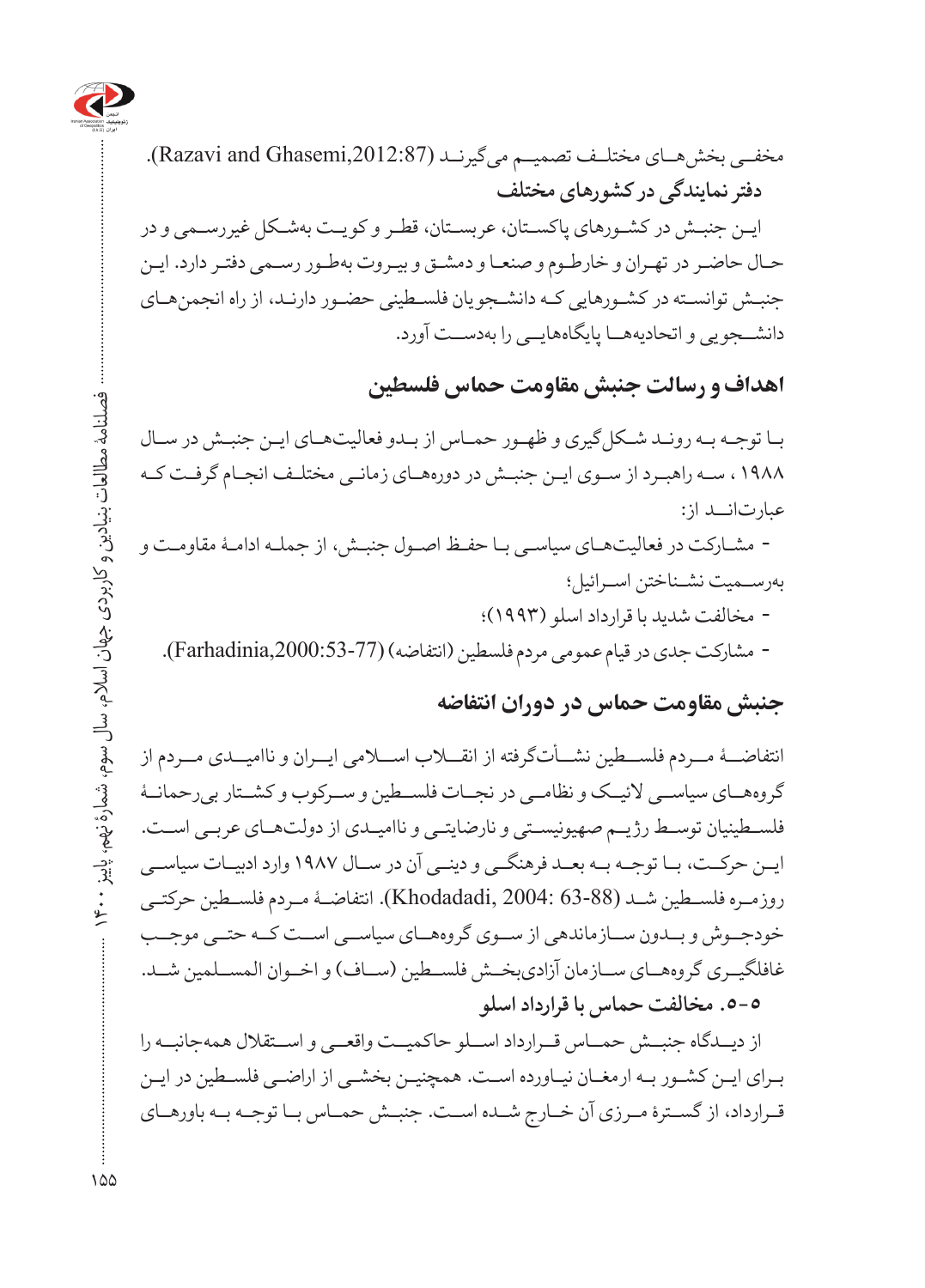مخفـی بخش‌هـای مختلـف تصمیـم می‌گیرنـد (Razavi and Ghasemi,2012:87).

**دفتر نمایندگی در کشورهای مختلف**

ایـن جنبـش در کشـورهای پاکسـتان، عربسـتان، قطـر و کویـت به‌شـکل غیررسـمی و در حـال حاضـر در تهـران و خارطـوم و صنعـا و دمشـق و بیـروت به‌طـور رسـمی دفتـر دارد. ایـن جنبـش توانسـته در کشـورهایی کـه دانشـجویان فلسـطینی حضـور دارنـد، از راه انجمن‌هـای دانشـجویی و اتحادیه‌هـا پایگاه‌هایـی را به‌دسـت آورد.

## اهداف و رسالت جنبش مقاومت حماس فلسطین

بـا توجـه بـه رونـد شـکل‌گیری و ظهـور حمـاس از بـدو فعالیت‌هـای ایـن جنبـش در سـال ۱۹۸۸ ، سـه راهبـرد از سـوی ایـن جنبـش در دوره‌هـای زمانـی مختلـف انجـام گرفـت کـه عبارت‌انـد از:

- مشـارکت در فعالیت‌هـای سیاسـی بـا حفـظ اصـول جنبـش، از جملـه ادامـهٔ مقاومـت و به‌رسـمیت نشـناختن اسـرائیل؛
- مخالفت شدید با قرارداد اسلو (۱۹۹۳)؛
- مشارکت جدی در قیام عمومی مردم فلسطین (انتفاضه) (Farhadinia,2000:53-77).

## جنبش مقاومت حماس در دوران انتفاضه

انتفاضـهٔ مـردم فلسـطین نشـأت‌گرفته از انقـلاب اسـلامی ایـران و ناامیـدی مـردم از گروه‌هـای سیاسـی لائیـک و نظامـی در نجـات فلسـطین و سـرکوب و کشـتار بی‌رحمانـهٔ فلسـطینیان توسـط رژیـم صهیونیسـتی و نارضایتـی و ناامیـدی از دولت‌هـای عربـی اسـت. ایـن حرکـت، بـا توجـه بـه بعـد فرهنگـی و دینـی آن در سـال ۱۹۸۷ وارد ادبیـات سیاسـی روزمـره فلسـطین شـد (Khodadadi, 2004: 63-88). انتفاضـهٔ مـردم فلسـطین حرکتـی خودجـوش و بـدون سـازماندهی از سـوی گروه‌هـای سیاسـی اسـت کـه حتـی موجـب غافلگیـری گروه‌هـای سـازمان آزادی‌بخـش فلسـطین (سـاف) و اخـوان المسـلمین شـد.

### ۵-۵. مخالفت حماس با قرارداد اسلو

از دیـدگاه جنبـش حمـاس قـرارداد اسـلو حاکمیـت واقعـی و اسـتقلال همه‌جانبـه را بـرای ایـن کشـور بـه ارمغـان نیـاورده اسـت. همچنیـن بخشـی از اراضـی فلسـطین در ایـن قـرارداد، از گسـترهٔ مـرزی آن خـارج شـده اسـت. جنبـش حمـاس بـا توجـه بـه باورهـای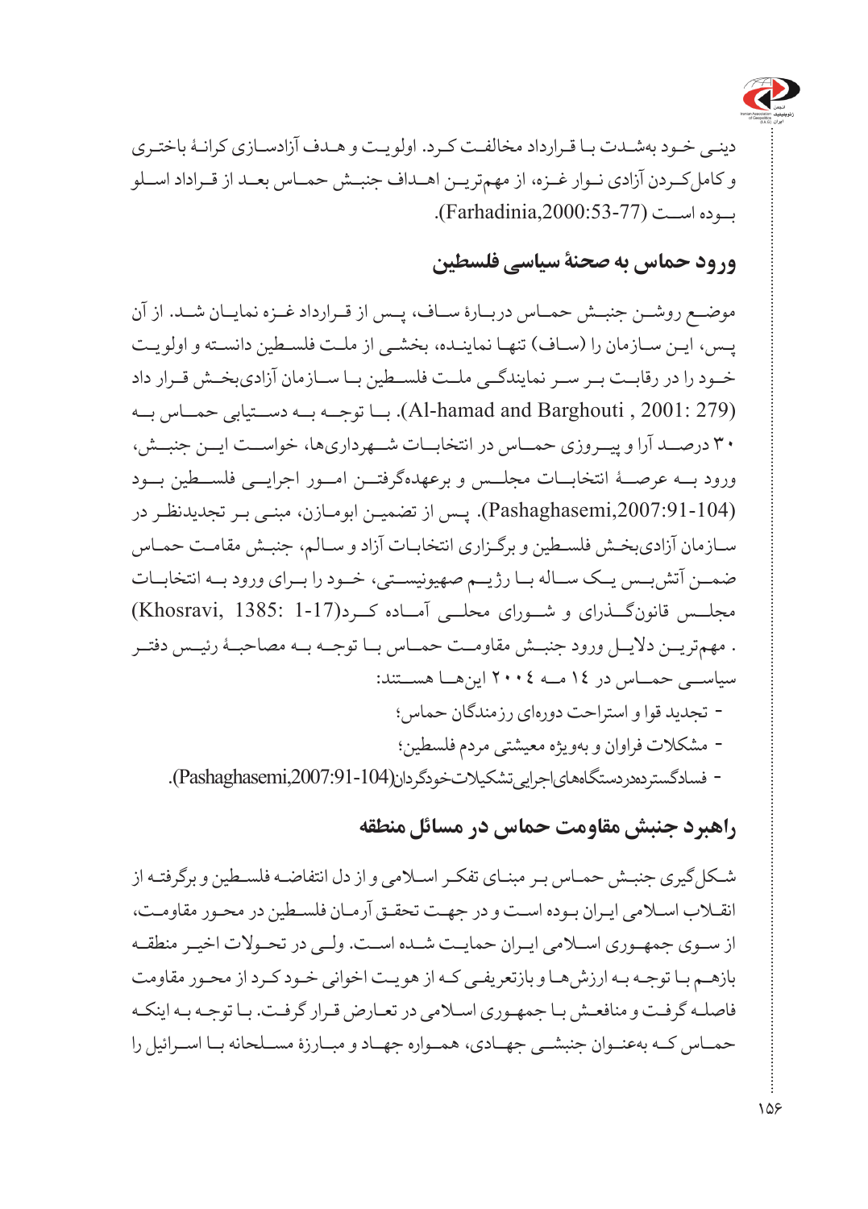دینی خود به‌شدت با قرارداد مخالفت کرد. اولویت و هدف آزادسازی کرانهٔ باختری و کامل‌کردن آزادی نوار غزه، از مهم‌ترین اهداف جنبش حماس بعد از قرارداد اسلو بوده است (Farhadinia,2000:53-77).

## ورود حماس به صحنهٔ سیاسی فلسطین

موضع روشن جنبش حماس دربارهٔ ساف، پس از قرارداد غزه نمایان شد. از آن پس، این سازمان را (ساف) تنها نماینده، بخشی از ملت فلسطین دانسته و اولویت خود را در رقابت بر سر نمایندگی ملت فلسطین با سازمان آزادی‌بخش قرار داد (Al-hamad and Barghouti , 2001: 279). با توجه به دستیابی حماس به ۳۰ درصد آرا و پیروزی حماس در انتخابات شهرداری‌ها، خواست این جنبش، ورود به عرصهٔ انتخابات مجلس و برعهده‌گرفتن امور اجرایی فلسطین بود (Pashaghasemi,2007:91-104). پس از تضمین ابومازن، مبنی بر تجدیدنظر در سازمان آزادی‌بخش فلسطین و برگزاری انتخابات آزاد و سالم، جنبش مقامت حماس ضمن آتش‌بس یک ساله با رژیم صهیونیستی، خود را برای ورود به انتخابات مجلس قانون‌گذاری و شورای محلی آماده کرد(Khosravi, 1385: 1-17) . مهم‌ترین دلایل ورود جنبش مقاومت حماس با توجه به مصاحبهٔ رئیس دفتر سیاسی حماس در ۱۴ مه ۲۰۰۴ این‌ها هستند:

- تجدید قوا و استراحت دوره‌ای رزمندگان حماس؛
- مشکلات فراوان و به‌ویژه معیشتی مردم فلسطین؛
- فسادگسترده‌در‌دستگاه‌های‌اجرایی‌تشکیلات‌خودگردان(Pashaghasemi,2007:91-104).

## راهبرد جنبش مقاومت حماس در مسائل منطقه

شکل‌گیری جنبش حماس بر مبنای تفکر اسلامی و از دل انتفاضه فلسطین و برگرفته از انقلاب اسلامی ایران بوده است و در جهت تحقق آرمان فلسطین در محور مقاومت، از سوی جمهوری اسلامی ایران حمایت شده است. ولی در تحولات اخیر منطقه بازهم با توجه به ارزش‌ها و بازتعریفی که از هویت اخوانی خود کرد از محور مقاومت فاصله گرفت و منافعش با جمهوری اسلامی در تعارض قرار گرفت. با توجه به اینکه حماس که به‌عنوان جنبشی جهادی، همواره جهاد و مبارزهٔ مسلحانه با اسرائیل را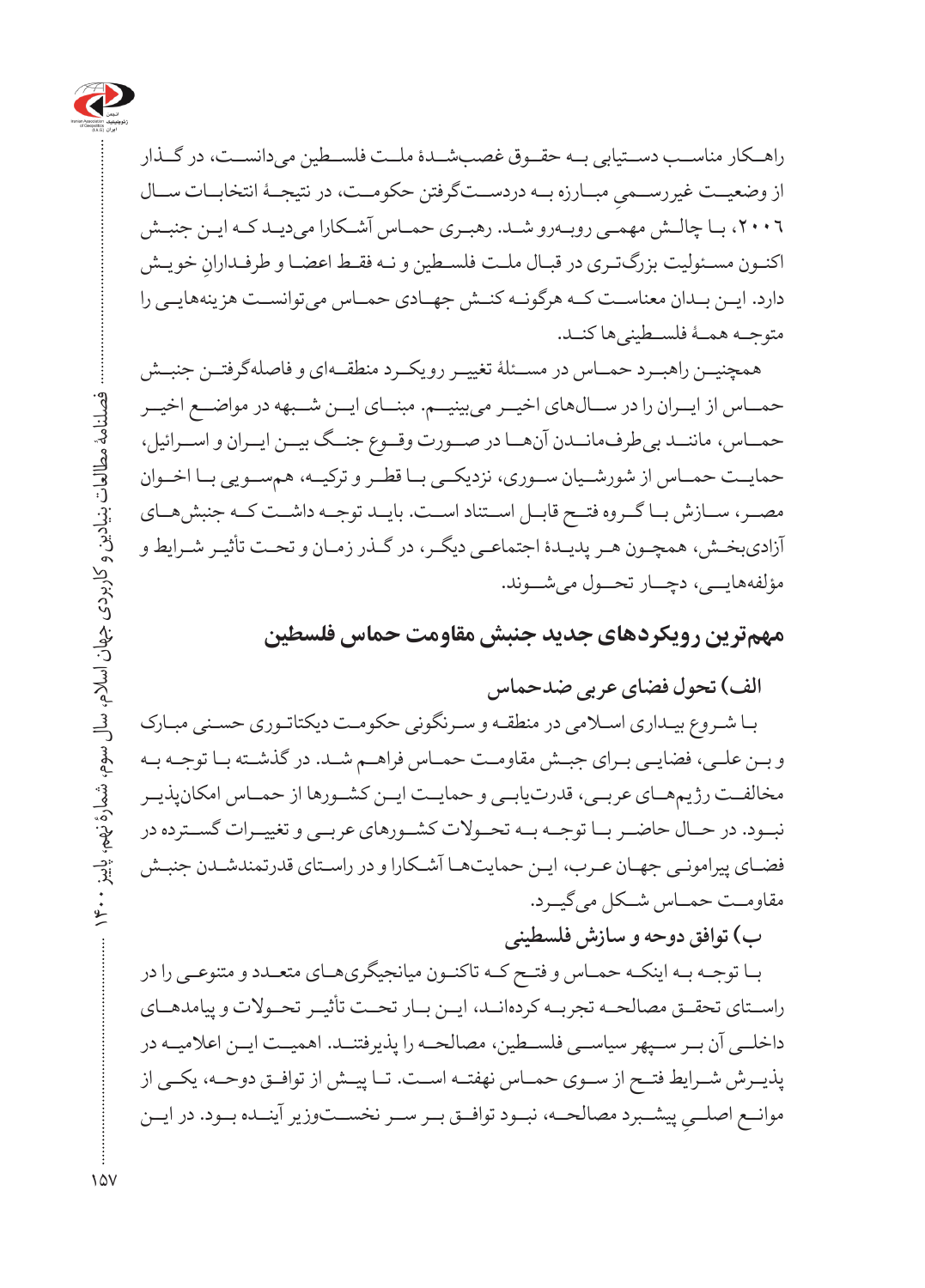راهکار مناسب دستیابی به حقوق غصب‌شدهٔ ملت فلسطین می‌دانست، در گذار از وضعیت غیررسمیِ مبارزه به دردست‌گرفتن حکومت، در نتیجهٔ انتخابات سال ۲۰۰۶، با چالش مهمی روبه‌رو شد. رهبری حماس آشکارا می‌دید که این جنبش اکنون مسئولیت بزرگ‌تری در قبال ملت فلسطین و نه فقط اعضا و طرفدارانِ خویش دارد. این بدان معناست که هرگونه کنش جهادی حماس می‌توانست هزینه‌هایی را متوجه همهٔ فلسطینی‌ها کند.

همچنین راهبرد حماس در مسئلهٔ تغییر رویکرد منطقه‌ای و فاصله‌گرفتن جنبش حماس از ایران را در سال‌های اخیر می‌بینیم. مبنای این شبهه در مواضع اخیر حماس، مانند بی‌طرف‌ماندن آن‌ها در صورت وقوع جنگ بین ایران و اسرائیل، حمایت حماس از شورشیان سوری، نزدیکی با قطر و ترکیه، همسویی با اخوان مصر، سازش با گروه فتح قابل استناد است. باید توجه داشت که جنبش‌های آزادی‌بخش، همچون هر پدیدهٔ اجتماعی دیگر، در گذر زمان و تحت تأثیر شرایط و مؤلفه‌هایی، دچار تحول می‌شوند.

## مهم‌ترین رویکردهای جدید جنبش مقاومت حماس فلسطین

### الف) تحول فضای عربی ضدحماس

با شروع بیداری اسلامی در منطقه و سرنگونی حکومت دیکتاتوری حسنی مبارک و بن علی، فضایی برای جنبش مقاومت حماس فراهم شد. در گذشته با توجه به مخالفت رژیم‌های عربی، قدرت‌یابی و حمایت این کشورها از حماس امکان‌پذیر نبود. در حال حاضر با توجه به تحولات کشورهای عربی و تغییرات گسترده در فضای پیرامونی جهان عرب، این حمایت‌ها آشکارا و در راستای قدرتمندشدن جنبش مقاومت حماس شکل می‌گیرد.

### ب) توافق دوحه و سازش فلسطینی

با توجه به اینکه حماس و فتح که تاکنون میانجیگری‌های متعدد و متنوعی را در راستای تحقق مصالحه تجربه کرده‌اند، این بار تحت تأثیر تحولات و پیامدهای داخلی آن بر سپهر سیاسی فلسطین، مصالحه را پذیرفتند. اهمیت این اعلامیه در پذیرش شرایط فتح از سوی حماس نهفته است. تا پیش از توافق دوحه، یکی از موانع اصلیِ پیشبرد مصالحه، نبود توافق بر سر نخست‌وزیر آینده بود. در این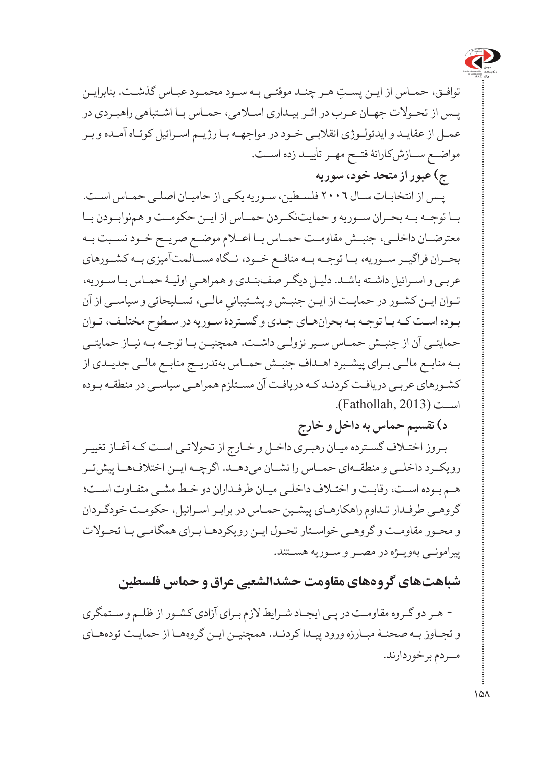توافق، حماس از این پستِ هر چند موقتی به سود محمود عباس گذشت. بنابراین پس از تحولات جهان عرب در اثر بیداری اسلامی، حماس با اشتباهی راهبردی در عمل از عقاید و ایدئولوژی انقلابی خود در مواجهه با رژیم اسرائیل کوتاه آمده و بر مواضع سازش‌کارانهٔ فتح مهر تأیید زده است.

**ج) عبور از متحد خود، سوریه**

پس از انتخابات سال ۲۰۰۶ فلسطین، سوریه یکی از حامیان اصلی حماس است. با توجه به بحران سوریه و حمایت‌نکردن حماس از این حکومت و همنوابودن با معترضان داخلی، جنبش مقاومت حماس با اعلام موضع صریح خود نسبت به بحران فراگیر سوریه، با توجه به منافع خود، نگاه مسالمت‌آمیزی به کشورهای عربی و اسرائیل داشته باشد. دلیل دیگر صف‌بندی و همراهیِ اولیهٔ حماس با سوریه، توان این کشور در حمایت از این جنبش و پشتیبانیِ مالی، تسلیحاتی و سیاسی از آن بوده است که با توجه به بحران‌های جدی و گستردهٔ سوریه در سطوح مختلف، توان حمایتی آن از جنبش حماس سیر نزولی داشت. همچنین با توجه به نیاز حمایتی به منابع مالی برای پیشبرد اهداف جنبش حماس به‌تدریج منابع مالی جدیدی از کشورهای عربی دریافت کردند که دریافت آن مستلزم همراهی سیاسی در منطقه بوده است (Fathollah, 2013).

**د) تقسیم حماس به داخل و خارج**

بروز اختلاف گسترده میان رهبری داخل و خارج از تحولاتی است که آغاز تغییر رویکرد داخلی و منطقه‌ای حماس را نشان می‌دهد. اگرچه این اختلاف‌ها پیش‌تر هم بوده است، رقابت و اختلاف داخلی میان طرفداران دو خط مشی متفاوت است؛ گروهی طرفدار تداوم راهکارهای پیشین حماس در برابر اسرائیل، حکومت خودگردان و محور مقاومت و گروهی خواستار تحول این رویکردها برای همگامی با تحولات پیرامونی به‌ویژه در مصر و سوریه هستند.

## شباهت‌های گروه‌های مقاومت حشدالشعبی عراق و حماس فلسطین

- هر دو گروه مقاومت در پی ایجاد شرایط لازم برای آزادی کشور از ظلم و ستمگری و تجاوز به صحنهٔ مبارزه ورود پیدا کردند. همچنین این گروه‌ها از حمایت توده‌های مردم برخوردارند.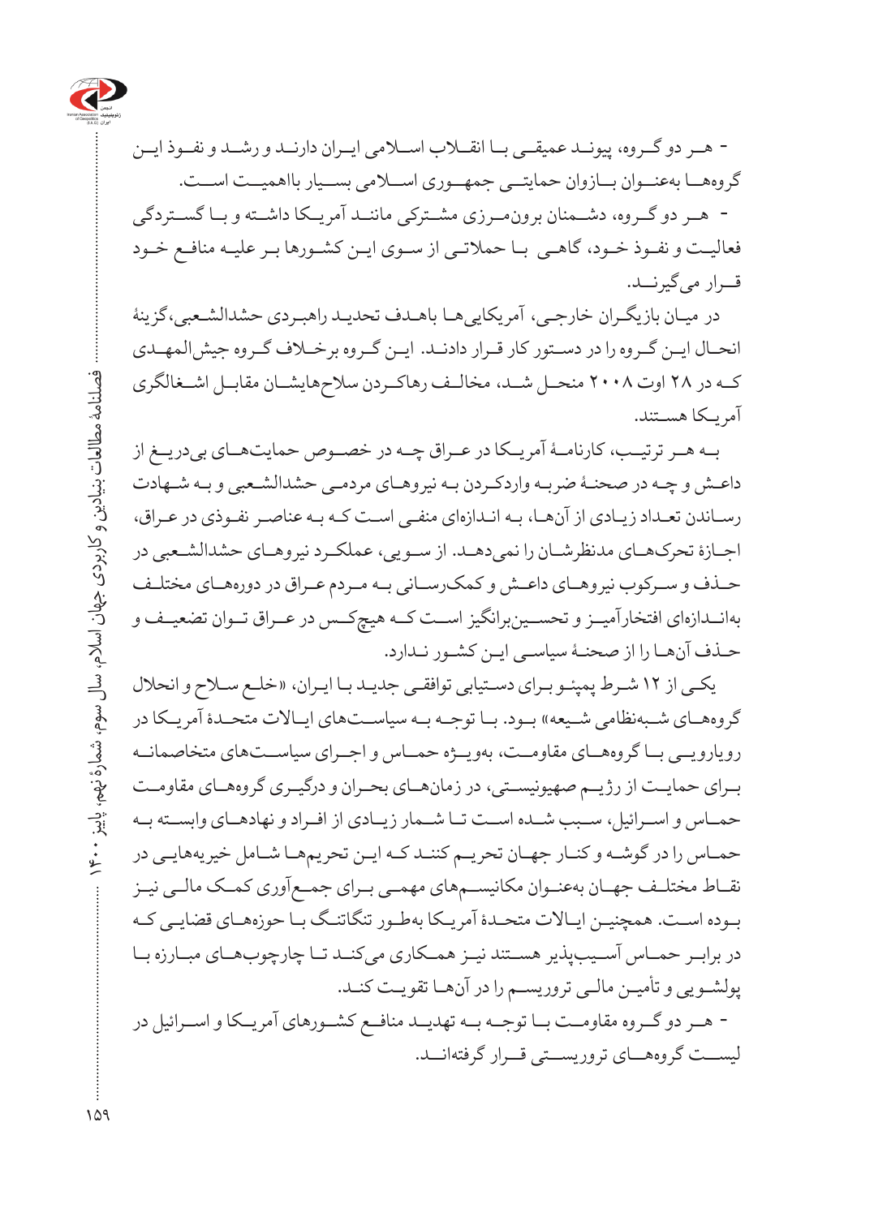- هر دو گروه، پیوند عمیقی با انقلاب اسلامی ایران دارند و رشد و نفوذ این گروه‌ها به‌عنوان بازوان حمایتی جمهوری اسلامی بسیار بااهمیت است.

- هر دو گروه، دشمنان برون‌مرزی مشترکی مانند آمریکا داشته و با گستردگی فعالیت و نفوذ خود، گاهی با حملاتی از سوی این کشورها بر علیه منافع خود قرار می‌گیرند.

در میان بازیگران خارجی، آمریکایی‌ها باهدف تحدید راهبردی حشدالشعبی،گزینهٔ انحلال این گروه را در دستور کار قرار دادند. این گروه برخلاف گروه جیش‌المهدی که در ۲۸ اوت ۲۰۰۸ منحل شد، مخالف رهاکردن سلاح‌هایشان مقابل اشغالگری آمریکا هستند.

به هر ترتیب، کارنامهٔ آمریکا در عراق چه در خصوص حمایت‌های بی‌دریغ از داعش و چه در صحنهٔ ضربه واردکردن به نیروهای مردمی حشدالشعبی و به شهادت رساندن تعداد زیادی از آن‌ها، به اندازه‌ای منفی است که به عناصر نفوذی در عراق، اجازهٔ تحرک‌های مدنظرشان را نمی‌دهد. از سویی، عملکرد نیروهای حشدالشعبی در حذف و سرکوب نیروهای داعش و کمک‌رسانی به مردم عراق در دوره‌های مختلف به‌اندازه‌ای افتخارآمیز و تحسین‌برانگیز است که هیچ‌کس در عراق توان تضعیف و حذف آن‌ها را از صحنهٔ سیاسی این کشور ندارد.

یکی از ۱۲ شرط پمپئو برای دستیابی توافقی جدید با ایران، «خلع سلاح و انحلال گروه‌های شبه‌نظامی شیعه» بود. با توجه به سیاست‌های ایالات متحدهٔ آمریکا در رویارویی با گروه‌های مقاومت، به‌ویژه حماس و اجرای سیاست‌های متخاصمانه برای حمایت از رژیم صهیونیستی، در زمان‌های بحران و درگیری گروه‌های مقاومت حماس و اسرائیل، سبب شده است تا شمار زیادی از افراد و نهادهای وابسته به حماس را در گوشه و کنار جهان تحریم کنند که این تحریم‌ها شامل خیریه‌هایی در نقاط مختلف جهان به‌عنوان مکانیسم‌های مهمی برای جمع‌آوری کمک مالی نیز بوده است. همچنین ایالات متحدهٔ آمریکا به‌طور تنگاتنگ با حوزه‌های قضایی که در برابر حماس آسیب‌پذیر هستند نیز همکاری می‌کند تا چارچوب‌های مبارزه با پولشویی و تأمین مالی تروریسم را در آن‌ها تقویت کند.

- هر دو گروه مقاومت با توجه به تهدید منافع کشورهای آمریکا و اسرائیل در لیست گروه‌های تروریستی قرار گرفته‌اند.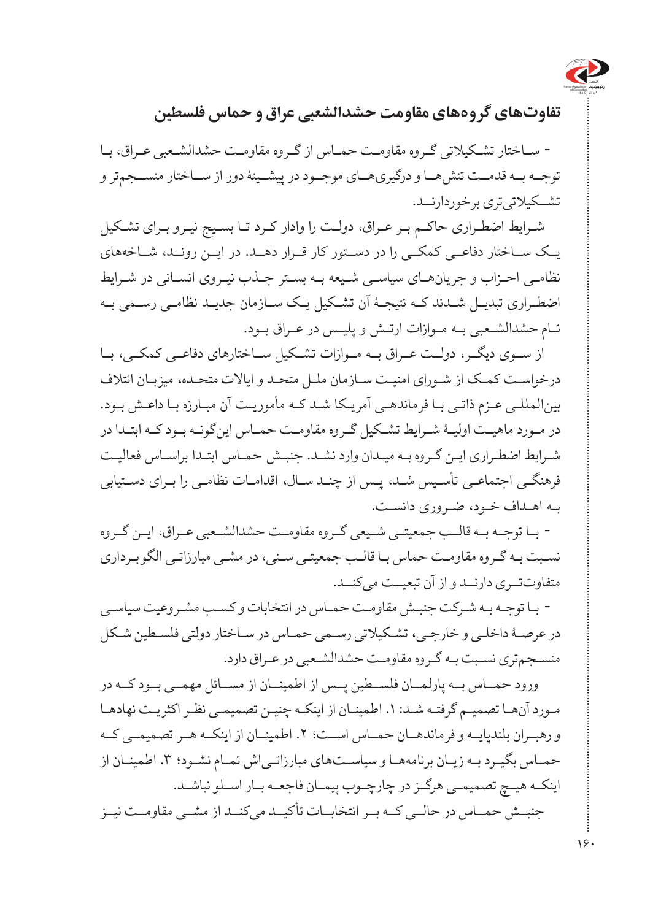## تفاوت‌های گروه‌های مقاومت حشدالشعبی عراق و حماس فلسطین

- ساختار تشکیلاتی گروه مقاومت حماس از گروه مقاومت حشدالشعبی عراق، با توجه به قدمت تنش‌ها و درگیری‌های موجود در پیشینهٔ دور از ساختار منسجم‌تر و تشکیلاتی‌تری برخوردارند.

شرایط اضطراری حاکم بر عراق، دولت را وادار کرد تا بسیج نیرو برای تشکیل یک ساختار دفاعی کمکی را در دستور کار قرار دهد. در این روند، شاخه‌های نظامی احزاب و جریان‌های سیاسی شیعه به بستر جذب نیروی انسانی در شرایط اضطراری تبدیل شدند که نتیجهٔ آن تشکیل یک سازمان جدید نظامی رسمی به نام حشدالشعبی به موازات ارتش و پلیس در عراق بود.

از سوی دیگر، دولت عراق به موازات تشکیل ساختارهای دفاعی کمکی، با درخواست کمک از شورای امنیت سازمان ملل متحد و ایالات متحده، میزبان ائتلاف بین‌المللی عزم ذاتی با فرماندهی آمریکا شد که مأموریت آن مبارزه با داعش بود. در مورد ماهیت اولیهٔ شرایط تشکیل گروه مقاومت حماس این‌گونه بود که ابتدا در شرایط اضطراری این گروه به میدان وارد نشد. جنبش حماس ابتدا براساس فعالیت فرهنگی اجتماعی تأسیس شد، پس از چند سال، اقدامات نظامی را برای دستیابی به اهداف خود، ضروری دانست.

- با توجه به قالب جمعیتی شیعی گروه مقاومت حشدالشعبی عراق، این گروه نسبت به گروه مقاومت حماس با قالب جمعیتی سنی، در مشی مبارزاتی الگوبرداری متفاوت‌تری دارند و از آن تبعیت می‌کنند.

- با توجه به شرکت جنبش مقاومت حماس در انتخابات و کسب مشروعیت سیاسی در عرصهٔ داخلی و خارجی، تشکیلاتی رسمی حماس در ساختار دولتی فلسطین شکل منسجم‌تری نسبت به گروه مقاومت حشدالشعبی در عراق دارد.

ورود حماس به پارلمان فلسطین پس از اطمینان از مسائل مهمی بود که در مورد آن‌ها تصمیم گرفته شد: ۱. اطمینان از اینکه چنین تصمیمی نظر اکثریت نهادها و رهبران بلندپایه و فرماندهان حماس است؛ ۲. اطمینان از اینکه هر تصمیمی که حماس بگیرد به زیان برنامه‌ها و سیاست‌های مبارزاتی‌اش تمام نشود؛ ۳. اطمینان از اینکه هیچ تصمیمی هرگز در چارچوب پیمان فاجعه بار اسلو نباشد.

جنبش حماس در حالی که بر انتخابات تأکید می‌کند از مشی مقاومت نیز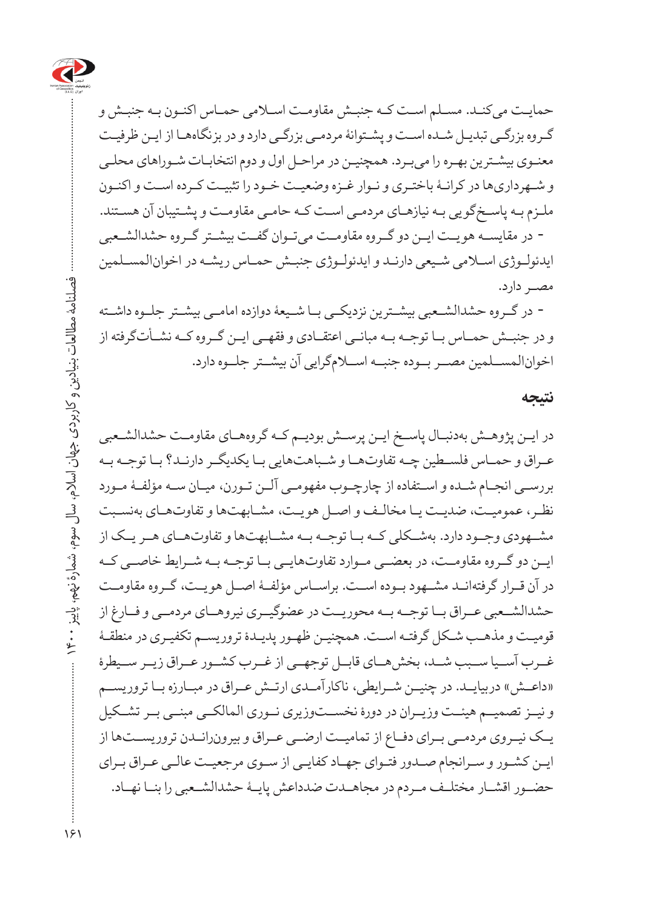حمایت می‌کند. مسلم است که جنبش مقاومت اسلامی حماس اکنون به جنبش و گروه بزرگی تبدیل شده است و پشتوانۀ مردمی بزرگی دارد و در بزنگاه‌ها از این ظرفیت معنوی بیشترین بهره را می‌برد. همچنین در مراحل اول و دوم انتخابات شوراهای محلی و شهرداری‌ها در کرانۀ باختری و نوار غزه وضعیت خود را تثبیت کرده است و اکنون ملزم به پاسخ‌گویی به نیازهای مردمی است که حامی مقاومت و پشتیبان آن هستند.

- در مقایسه هویت این دو گروه مقاومت می‌توان گفت بیشتر گروه حشدالشعبی ایدئولوژی اسلامی شیعی دارند و ایدئولوژی جنبش حماس ریشه در اخوان‌المسلمین مصر دارد.

- در گروه حشدالشعبی بیشترین نزدیکی با شیعۀ دوازده امامی بیشتر جلوه داشته و در جنبش حماس با توجه به مبانی اعتقادی و فقهی این گروه که نشأت‌گرفته از اخوان‌المسلمین مصر بوده جنبه اسلام‌گرایی آن بیشتر جلوه دارد.

## نتیجه

در این پژوهش به‌دنبال پاسخ این پرسش بودیم که گروه‌های مقاومت حشدالشعبی عراق و حماس فلسطین چه تفاوت‌ها و شباهت‌هایی با یکدیگر دارند؟ با توجه به بررسی انجام شده و استفاده از چارچوب مفهومی آلن تورن، میان سه مؤلفۀ مورد نظر، عمومیت، ضدیت یا مخالف و اصل هویت، مشابهت‌ها و تفاوت‌های به‌نسبت مشهودی وجود دارد. به‌شکلی که با توجه به مشابهت‌ها و تفاوت‌های هر یک از این دو گروه مقاومت، در بعضی موارد تفاوت‌هایی با توجه به شرایط خاصی که در آن قرار گرفته‌اند مشهود بوده است. براساس مؤلفۀ اصل هویت، گروه مقاومت حشدالشعبی عراق با توجه به محوریت در عضوگیری نیروهای مردمی و فارغ از قومیت و مذهب شکل گرفته است. همچنین ظهور پدیدۀ تروریسم تکفیری در منطقۀ غرب آسیا سبب شد، بخش‌های قابل توجهی از غرب کشور عراق زیر سیطرۀ «داعش» دربیاید. در چنین شرایطی، ناکارآمدی ارتش عراق در مبارزه با تروریسم و نیز تصمیم هیئت وزیران در دورۀ نخست‌وزیری نوری المالکی مبنی بر تشکیل یک نیروی مردمی برای دفاع از تمامیت ارضی عراق و بیرون‌راندن تروریست‌ها از این کشور و سرانجام صدور فتوای جهاد کفایی از سوی مرجعیت عالی عراق برای حضور اقشار مختلف مردم در مجاهدت ضدداعش پایۀ حشدالشعبی را بنا نهاد.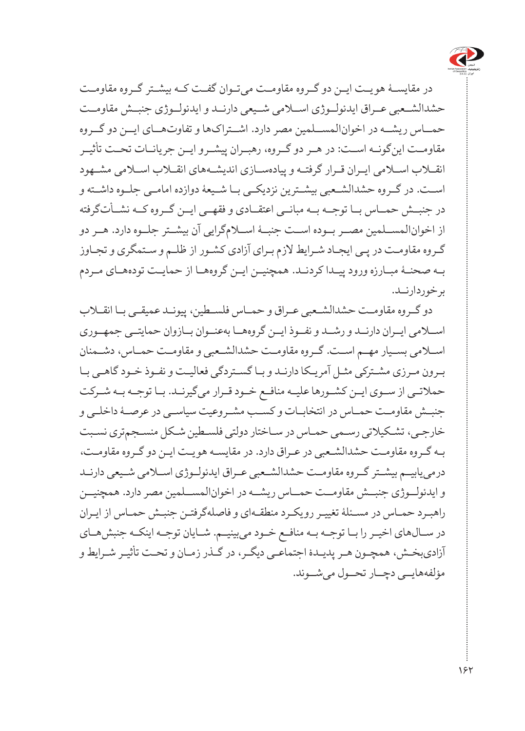در مقایسهٔ هویت این دو گروه مقاومت می‌توان گفت که بیشتر گروه مقاومت حشدالشعبی عراق ایدئولوژی اسلامی شیعی دارند و ایدئولوژی جنبش مقاومت حماس ریشه در اخوان‌المسلمین مصر دارد. اشتراک‌ها و تفاوت‌های این دو گروه مقاومت این‌گونه است: در هر دو گروه، رهبران پیشرو این جریانات تحت تأثیر انقلاب اسلامی ایران قرار گرفته و پیاده‌سازی اندیشه‌های انقلاب اسلامی مشهود است. در گروه حشدالشعبی بیشترین نزدیکی با شیعهٔ دوازده امامی جلوه داشته و در جنبش حماس با توجه به مبانی اعتقادی و فقهی این گروه که نشأت‌گرفته از اخوان‌المسلمین مصر بوده است جنبهٔ اسلام‌گرایی آن بیشتر جلوه دارد. هر دو گروه مقاومت در پی ایجاد شرایط لازم برای آزادی کشور از ظلم و ستمگری و تجاوز به صحنهٔ مبارزه ورود پیدا کردند. همچنین این گروه‌ها از حمایت توده‌های مردم برخوردارند.

دو گروه مقاومت حشدالشعبی عراق و حماس فلسطین، پیوند عمیقی با انقلاب اسلامی ایران دارند و رشد و نفوذ این گروه‌ها به‌عنوان بازوان حمایتی جمهوری اسلامی بسیار مهم است. گروه مقاومت حشدالشعبی و مقاومت حماس، دشمنان برون مرزی مشترکی مثل آمریکا دارند و با گستردگی فعالیت و نفوذ خود گاهی با حملاتی از سوی این کشورها علیه منافع خود قرار می‌گیرند. با توجه به شرکت جنبش مقاومت حماس در انتخابات و کسب مشروعیت سیاسی در عرصهٔ داخلی و خارجی، تشکیلاتی رسمی حماس در ساختار دولتی فلسطین شکل منسجم‌تری نسبت به گروه مقاومت حشدالشعبی در عراق دارد. در مقایسه هویت این دو گروه مقاومت، درمی‌یابیم بیشتر گروه مقاومت حشدالشعبی عراق ایدئولوژی اسلامی شیعی دارند و ایدئولوژی جنبش مقاومت حماس ریشه در اخوان‌المسلمین مصر دارد. همچنین راهبرد حماس در مسئلهٔ تغییر رویکرد منطقه‌ای و فاصله‌گرفتن جنبش حماس از ایران در سال‌های اخیر را با توجه به منافع خود می‌بینیم. شایان توجه اینکه جنبش‌های آزادی‌بخش، همچون هر پدیدهٔ اجتماعی دیگر، در گذر زمان و تحت تأثیر شرایط و مؤلفه‌هایی دچار تحول می‌شوند.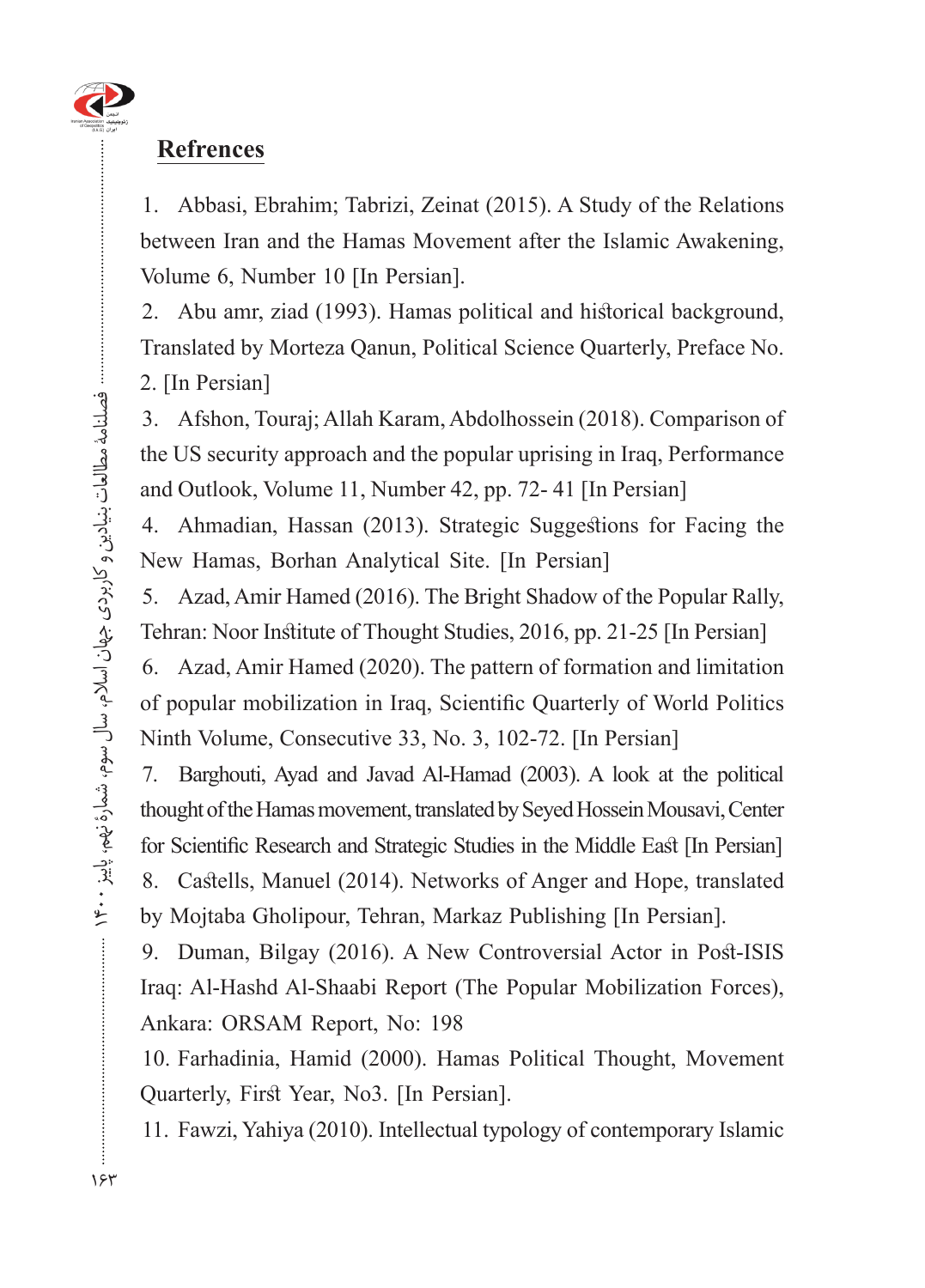## Refrences

1. Abbasi, Ebrahim; Tabrizi, Zeinat (2015). A Study of the Relations between Iran and the Hamas Movement after the Islamic Awakening, Volume 6, Number 10 [In Persian].
2. Abu amr, ziad (1993). Hamas political and historical background, Translated by Morteza Qanun, Political Science Quarterly, Preface No. 2. [In Persian]
3. Afshon, Touraj; Allah Karam, Abdolhossein (2018). Comparison of the US security approach and the popular uprising in Iraq, Performance and Outlook, Volume 11, Number 42, pp. 72- 41 [In Persian]
4. Ahmadian, Hassan (2013). Strategic Suggestions for Facing the New Hamas, Borhan Analytical Site. [In Persian]
5. Azad, Amir Hamed (2016). The Bright Shadow of the Popular Rally, Tehran: Noor Institute of Thought Studies, 2016, pp. 21-25 [In Persian]
6. Azad, Amir Hamed (2020). The pattern of formation and limitation of popular mobilization in Iraq, Scientific Quarterly of World Politics Ninth Volume, Consecutive 33, No. 3, 102-72. [In Persian]
7. Barghouti, Ayad and Javad Al-Hamad (2003). A look at the political thought of the Hamas movement, translated by Seyed Hossein Mousavi, Center for Scientific Research and Strategic Studies in the Middle East [In Persian]
8. Castells, Manuel (2014). Networks of Anger and Hope, translated by Mojtaba Gholipour, Tehran, Markaz Publishing [In Persian].
9. Duman, Bilgay (2016). A New Controversial Actor in Post-ISIS Iraq: Al-Hashd Al-Shaabi Report (The Popular Mobilization Forces), Ankara: ORSAM Report, No: 198
10. Farhadinia, Hamid (2000). Hamas Political Thought, Movement Quarterly, First Year, No3. [In Persian].
11. Fawzi, Yahiya (2010). Intellectual typology of contemporary Islamic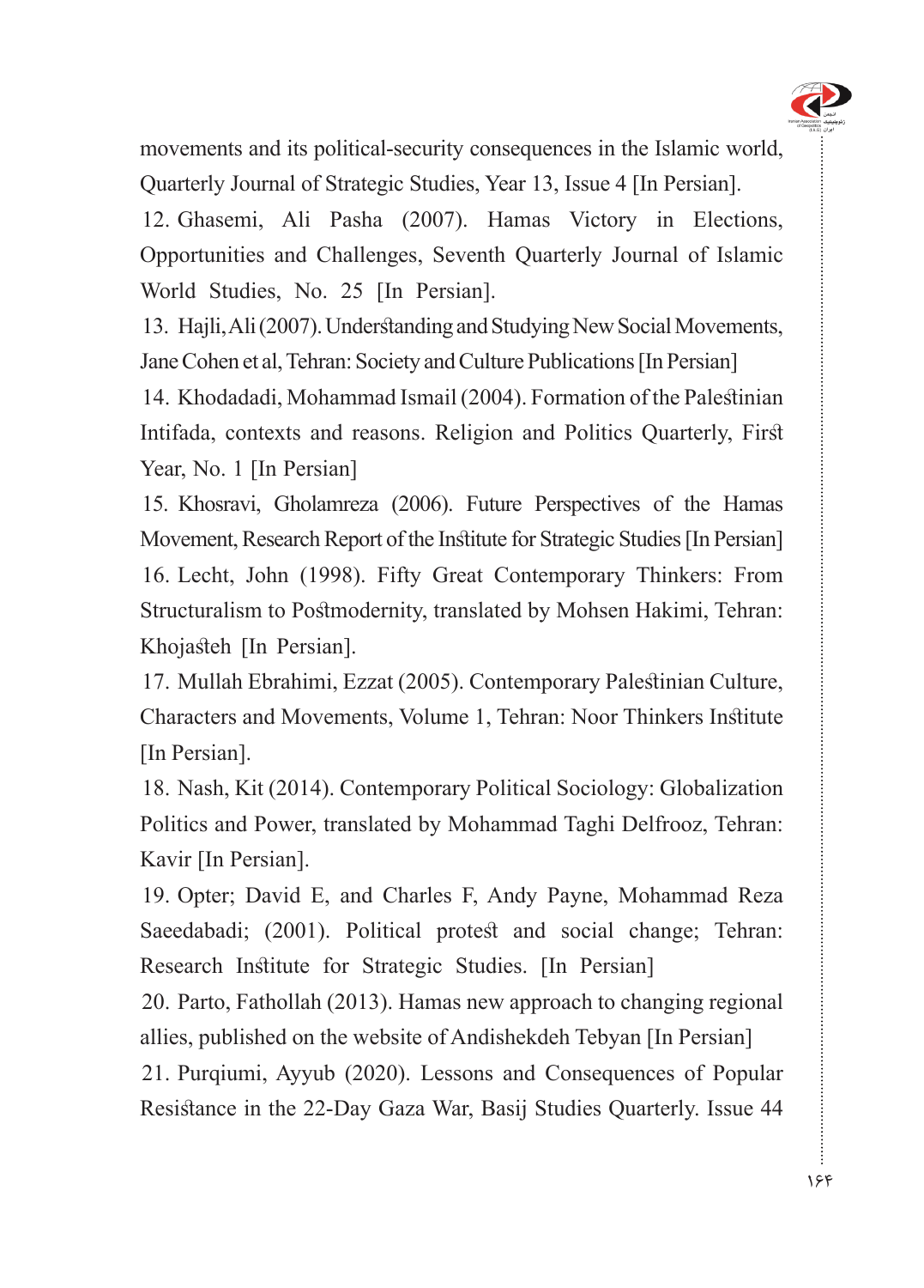movements and its political-security consequences in the Islamic world, Quarterly Journal of Strategic Studies, Year 13, Issue 4 [In Persian].

12. Ghasemi, Ali Pasha (2007). Hamas Victory in Elections, Opportunities and Challenges, Seventh Quarterly Journal of Islamic World Studies, No. 25 [In Persian].

13. Hajli, Ali (2007). Understanding and Studying New Social Movements, Jane Cohen et al, Tehran: Society and Culture Publications [In Persian]

14. Khodadadi, Mohammad Ismail (2004). Formation of the Palestinian Intifada, contexts and reasons. Religion and Politics Quarterly, First Year, No. 1 [In Persian]

15. Khosravi, Gholamreza (2006). Future Perspectives of the Hamas Movement, Research Report of the Institute for Strategic Studies [In Persian]

16. Lecht, John (1998). Fifty Great Contemporary Thinkers: From Structuralism to Postmodernity, translated by Mohsen Hakimi, Tehran: Khojasteh [In Persian].

17. Mullah Ebrahimi, Ezzat (2005). Contemporary Palestinian Culture, Characters and Movements, Volume 1, Tehran: Noor Thinkers Institute [In Persian].

18. Nash, Kit (2014). Contemporary Political Sociology: Globalization Politics and Power, translated by Mohammad Taghi Delfrooz, Tehran: Kavir [In Persian].

19. Opter; David E, and Charles F, Andy Payne, Mohammad Reza Saeedabadi; (2001). Political protest and social change; Tehran: Research Institute for Strategic Studies. [In Persian]

20. Parto, Fathollah (2013). Hamas new approach to changing regional allies, published on the website of Andishekdeh Tebyan [In Persian]

21. Purqiumi, Ayyub (2020). Lessons and Consequences of Popular Resistance in the 22-Day Gaza War, Basij Studies Quarterly. Issue 44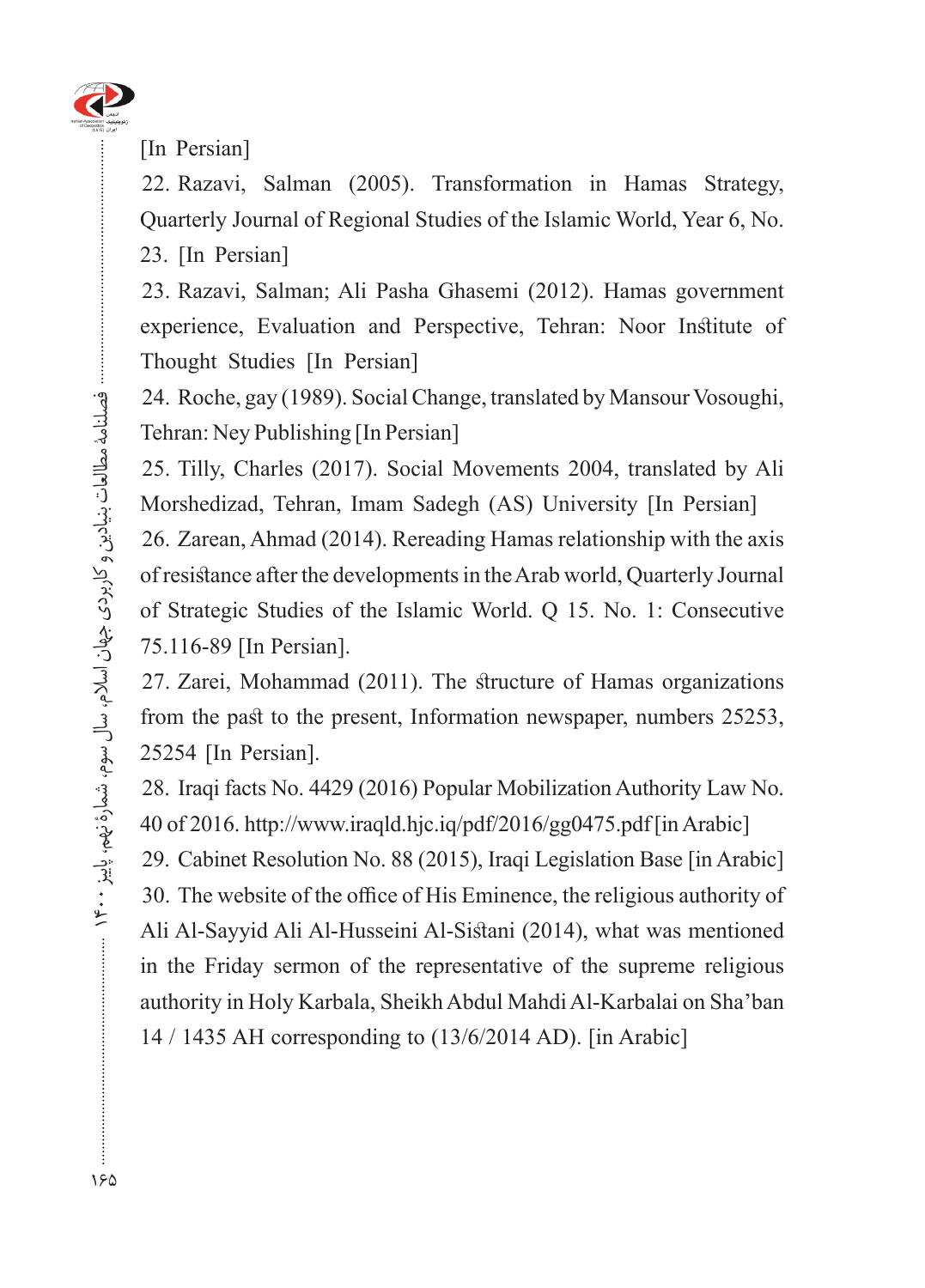[In Persian]

22. Razavi, Salman (2005). Transformation in Hamas Strategy, Quarterly Journal of Regional Studies of the Islamic World, Year 6, No. 23. [In Persian]

23. Razavi, Salman; Ali Pasha Ghasemi (2012). Hamas government experience, Evaluation and Perspective, Tehran: Noor Institute of Thought Studies [In Persian]

24. Roche, gay (1989). Social Change, translated by Mansour Vosoughi, Tehran: Ney Publishing [In Persian]

25. Tilly, Charles (2017). Social Movements 2004, translated by Ali Morshedizad, Tehran, Imam Sadegh (AS) University [In Persian]

26. Zarean, Ahmad (2014). Rereading Hamas relationship with the axis of resistance after the developments in the Arab world, Quarterly Journal of Strategic Studies of the Islamic World. Q 15. No. 1: Consecutive 75.116-89 [In Persian].

27. Zarei, Mohammad (2011). The structure of Hamas organizations from the past to the present, Information newspaper, numbers 25253, 25254 [In Persian].

28. Iraqi facts No. 4429 (2016) Popular Mobilization Authority Law No. 40 of 2016. http://www.iraqld.hjc.iq/pdf/2016/gg0475.pdf [in Arabic]

29. Cabinet Resolution No. 88 (2015), Iraqi Legislation Base [in Arabic]

30. The website of the office of His Eminence, the religious authority of Ali Al-Sayyid Ali Al-Husseini Al-Sistani (2014), what was mentioned in the Friday sermon of the representative of the supreme religious authority in Holy Karbala, Sheikh Abdul Mahdi Al-Karbalai on Sha'ban 14 / 1435 AH corresponding to (13/6/2014 AD). [in Arabic]